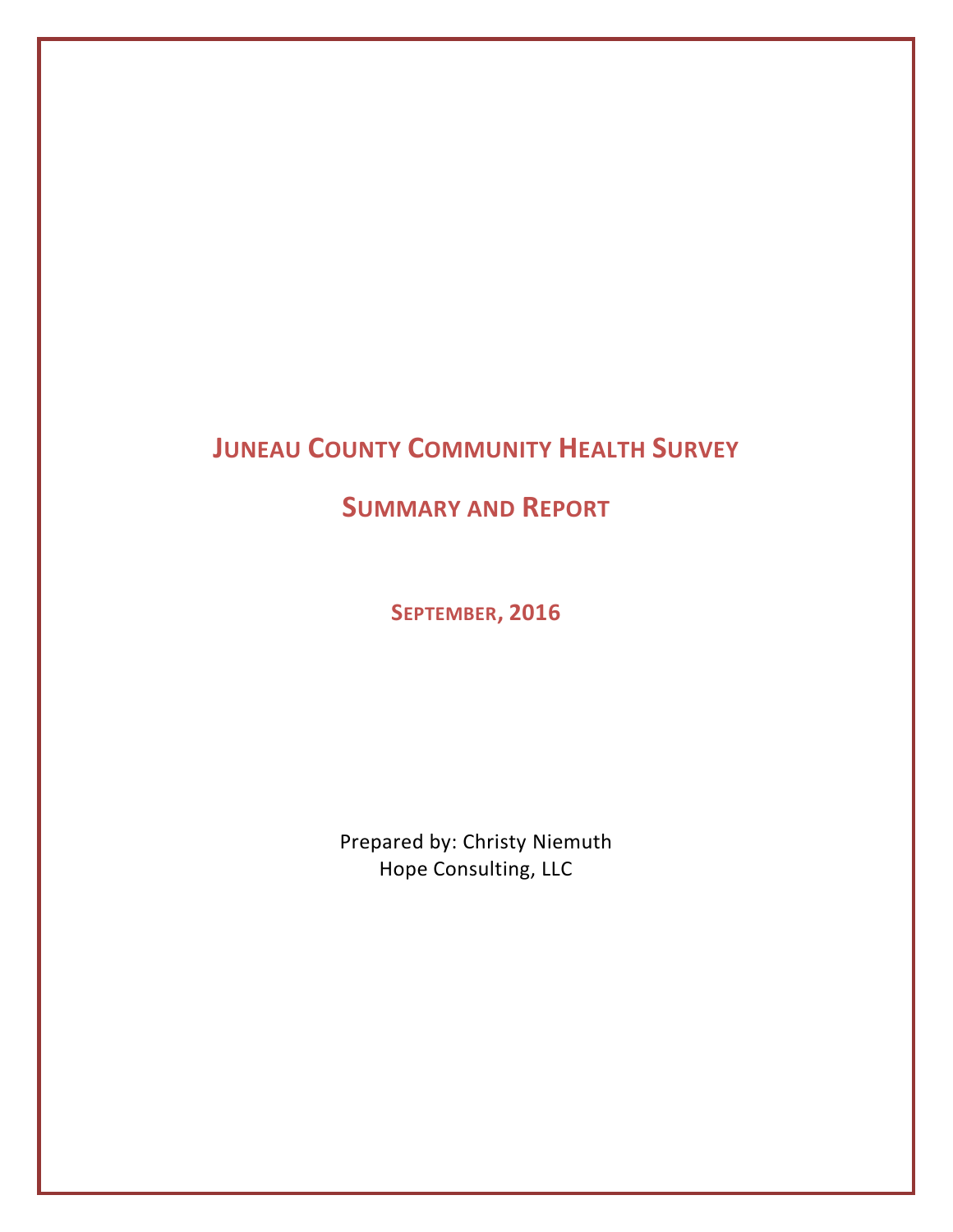# Juneau County Community Health Survey

## Summary and Report

### September, 2016

Prepared by: Christy Niemuth
Hope Consulting, LLC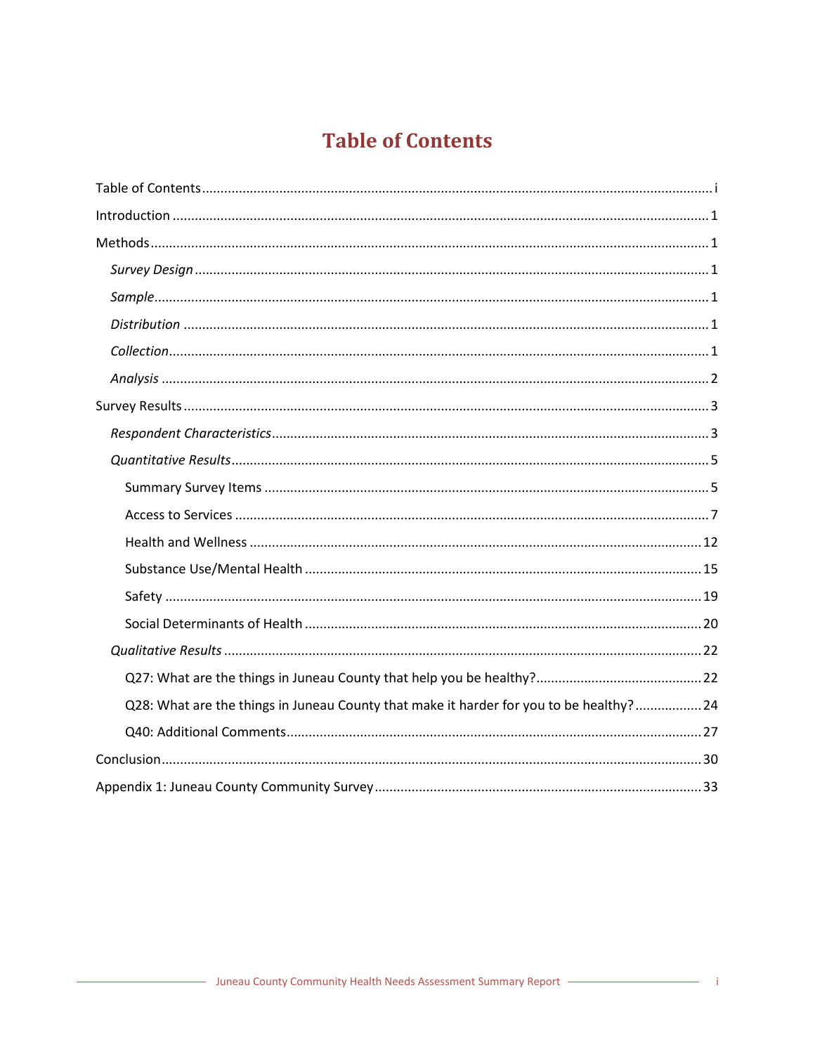# Table of Contents

Table of Contents ........ i

Introduction ........ 1

Methods ........ 1

- *Survey Design* ........ 1
- *Sample* ........ 1
- *Distribution* ........ 1
- *Collection* ........ 1
- *Analysis* ........ 2

Survey Results ........ 3

- *Respondent Characteristics* ........ 3
- *Quantitative Results* ........ 5
  - Summary Survey Items ........ 5
  - Access to Services ........ 7
  - Health and Wellness ........ 12
  - Substance Use/Mental Health ........ 15
  - Safety ........ 19
  - Social Determinants of Health ........ 20
- *Qualitative Results* ........ 22
  - Q27: What are the things in Juneau County that help you be healthy? ........ 22
  - Q28: What are the things in Juneau County that make it harder for you to be healthy? ........ 24
  - Q40: Additional Comments ........ 27

Conclusion ........ 30

Appendix 1: Juneau County Community Survey ........ 33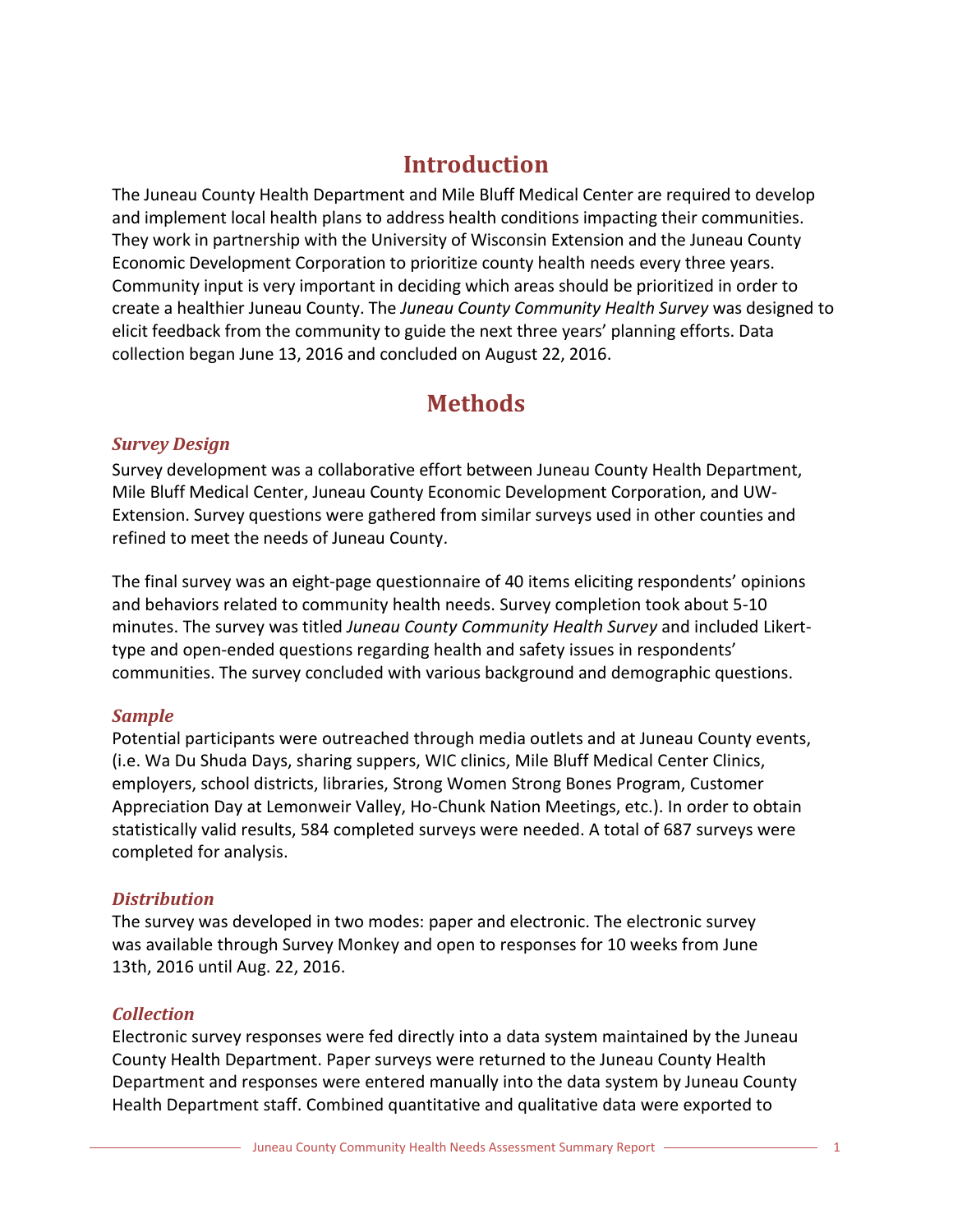# Introduction

The Juneau County Health Department and Mile Bluff Medical Center are required to develop and implement local health plans to address health conditions impacting their communities. They work in partnership with the University of Wisconsin Extension and the Juneau County Economic Development Corporation to prioritize county health needs every three years. Community input is very important in deciding which areas should be prioritized in order to create a healthier Juneau County. The *Juneau County Community Health Survey* was designed to elicit feedback from the community to guide the next three years' planning efforts. Data collection began June 13, 2016 and concluded on August 22, 2016.

# Methods

## *Survey Design*

Survey development was a collaborative effort between Juneau County Health Department, Mile Bluff Medical Center, Juneau County Economic Development Corporation, and UW-Extension. Survey questions were gathered from similar surveys used in other counties and refined to meet the needs of Juneau County.

The final survey was an eight-page questionnaire of 40 items eliciting respondents' opinions and behaviors related to community health needs. Survey completion took about 5-10 minutes. The survey was titled *Juneau County Community Health Survey* and included Likert-type and open-ended questions regarding health and safety issues in respondents' communities. The survey concluded with various background and demographic questions.

## *Sample*

Potential participants were outreached through media outlets and at Juneau County events, (i.e. Wa Du Shuda Days, sharing suppers, WIC clinics, Mile Bluff Medical Center Clinics, employers, school districts, libraries, Strong Women Strong Bones Program, Customer Appreciation Day at Lemonweir Valley, Ho-Chunk Nation Meetings, etc.). In order to obtain statistically valid results, 584 completed surveys were needed. A total of 687 surveys were completed for analysis.

## *Distribution*

The survey was developed in two modes: paper and electronic. The electronic survey was available through Survey Monkey and open to responses for 10 weeks from June 13th, 2016 until Aug. 22, 2016.

## *Collection*

Electronic survey responses were fed directly into a data system maintained by the Juneau County Health Department. Paper surveys were returned to the Juneau County Health Department and responses were entered manually into the data system by Juneau County Health Department staff. Combined quantitative and qualitative data were exported to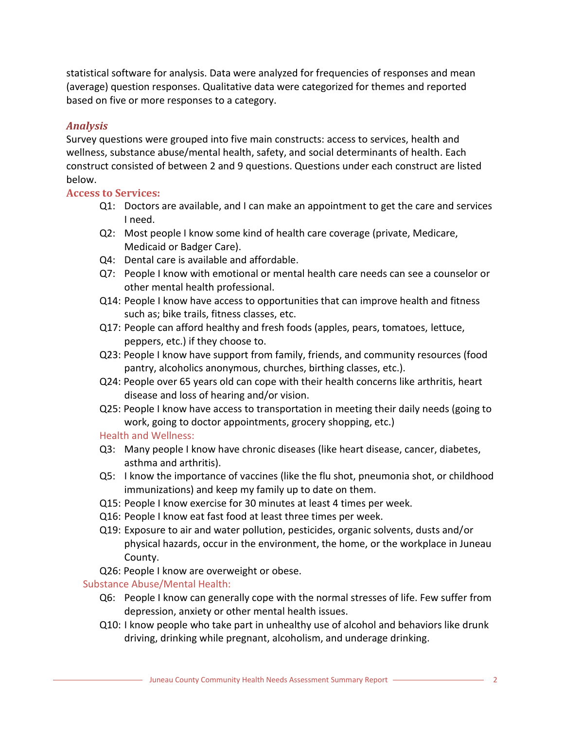statistical software for analysis. Data were analyzed for frequencies of responses and mean (average) question responses. Qualitative data were categorized for themes and reported based on five or more responses to a category.

### *Analysis*

Survey questions were grouped into five main constructs: access to services, health and wellness, substance abuse/mental health, safety, and social determinants of health. Each construct consisted of between 2 and 9 questions. Questions under each construct are listed below.

#### Access to Services:

- Q1: Doctors are available, and I can make an appointment to get the care and services I need.
- Q2: Most people I know some kind of health care coverage (private, Medicare, Medicaid or Badger Care).
- Q4: Dental care is available and affordable.
- Q7: People I know with emotional or mental health care needs can see a counselor or other mental health professional.
- Q14: People I know have access to opportunities that can improve health and fitness such as; bike trails, fitness classes, etc.
- Q17: People can afford healthy and fresh foods (apples, pears, tomatoes, lettuce, peppers, etc.) if they choose to.
- Q23: People I know have support from family, friends, and community resources (food pantry, alcoholics anonymous, churches, birthing classes, etc.).
- Q24: People over 65 years old can cope with their health concerns like arthritis, heart disease and loss of hearing and/or vision.
- Q25: People I know have access to transportation in meeting their daily needs (going to work, going to doctor appointments, grocery shopping, etc.)

#### Health and Wellness:

- Q3: Many people I know have chronic diseases (like heart disease, cancer, diabetes, asthma and arthritis).
- Q5: I know the importance of vaccines (like the flu shot, pneumonia shot, or childhood immunizations) and keep my family up to date on them.
- Q15: People I know exercise for 30 minutes at least 4 times per week.
- Q16: People I know eat fast food at least three times per week.
- Q19: Exposure to air and water pollution, pesticides, organic solvents, dusts and/or physical hazards, occur in the environment, the home, or the workplace in Juneau County.
- Q26: People I know are overweight or obese.

#### Substance Abuse/Mental Health:

- Q6: People I know can generally cope with the normal stresses of life. Few suffer from depression, anxiety or other mental health issues.
- Q10: I know people who take part in unhealthy use of alcohol and behaviors like drunk driving, drinking while pregnant, alcoholism, and underage drinking.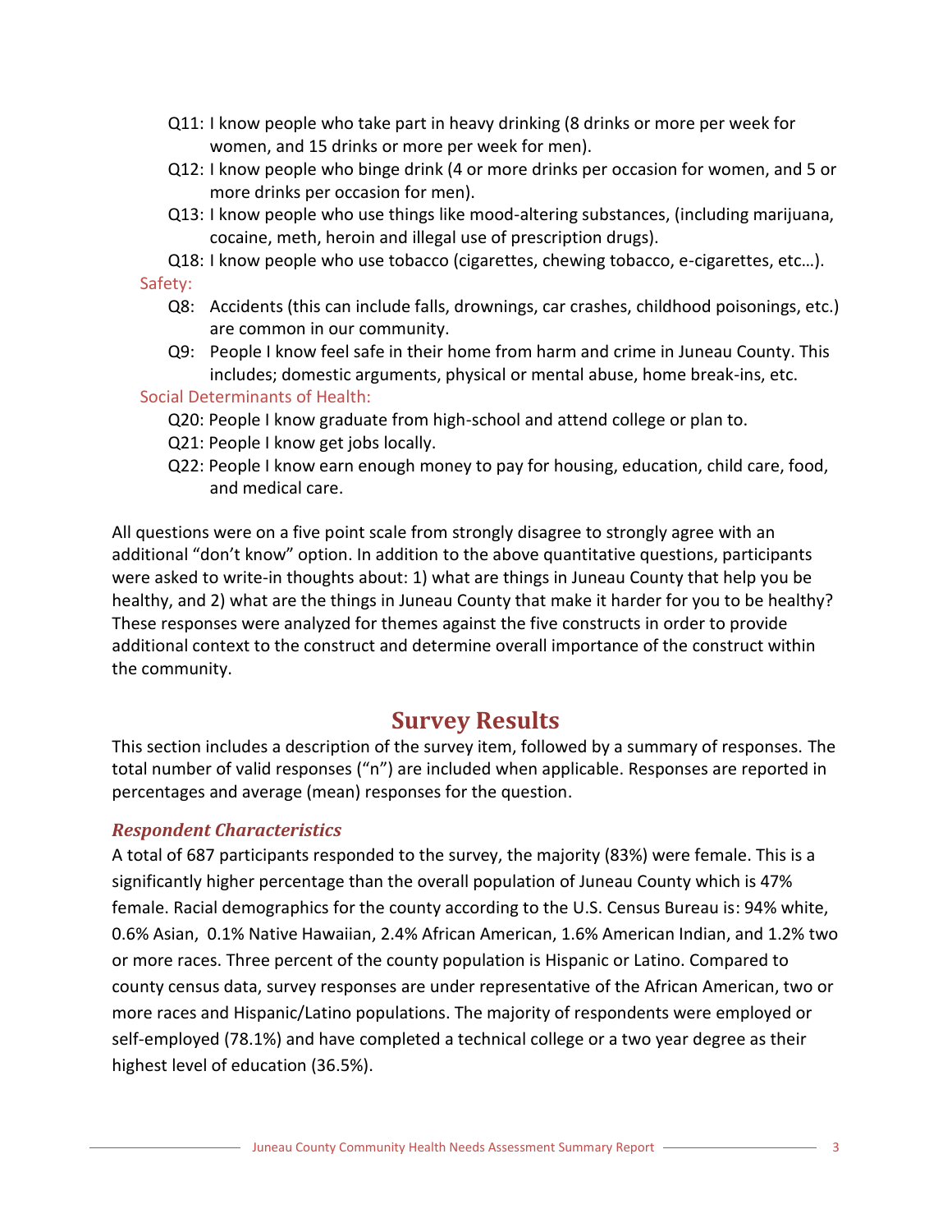- Q11: I know people who take part in heavy drinking (8 drinks or more per week for women, and 15 drinks or more per week for men).
- Q12: I know people who binge drink (4 or more drinks per occasion for women, and 5 or more drinks per occasion for men).
- Q13: I know people who use things like mood-altering substances, (including marijuana, cocaine, meth, heroin and illegal use of prescription drugs).
- Q18: I know people who use tobacco (cigarettes, chewing tobacco, e-cigarettes, etc…).

Safety:

- Q8: Accidents (this can include falls, drownings, car crashes, childhood poisonings, etc.) are common in our community.
- Q9: People I know feel safe in their home from harm and crime in Juneau County. This includes; domestic arguments, physical or mental abuse, home break-ins, etc.

Social Determinants of Health:

- Q20: People I know graduate from high-school and attend college or plan to.
- Q21: People I know get jobs locally.
- Q22: People I know earn enough money to pay for housing, education, child care, food, and medical care.

All questions were on a five point scale from strongly disagree to strongly agree with an additional "don't know" option. In addition to the above quantitative questions, participants were asked to write-in thoughts about: 1) what are things in Juneau County that help you be healthy, and 2) what are the things in Juneau County that make it harder for you to be healthy? These responses were analyzed for themes against the five constructs in order to provide additional context to the construct and determine overall importance of the construct within the community.

## Survey Results

This section includes a description of the survey item, followed by a summary of responses. The total number of valid responses ("n") are included when applicable. Responses are reported in percentages and average (mean) responses for the question.

### *Respondent Characteristics*

A total of 687 participants responded to the survey, the majority (83%) were female. This is a significantly higher percentage than the overall population of Juneau County which is 47% female. Racial demographics for the county according to the U.S. Census Bureau is: 94% white, 0.6% Asian, 0.1% Native Hawaiian, 2.4% African American, 1.6% American Indian, and 1.2% two or more races. Three percent of the county population is Hispanic or Latino. Compared to county census data, survey responses are under representative of the African American, two or more races and Hispanic/Latino populations. The majority of respondents were employed or self-employed (78.1%) and have completed a technical college or a two year degree as their highest level of education (36.5%).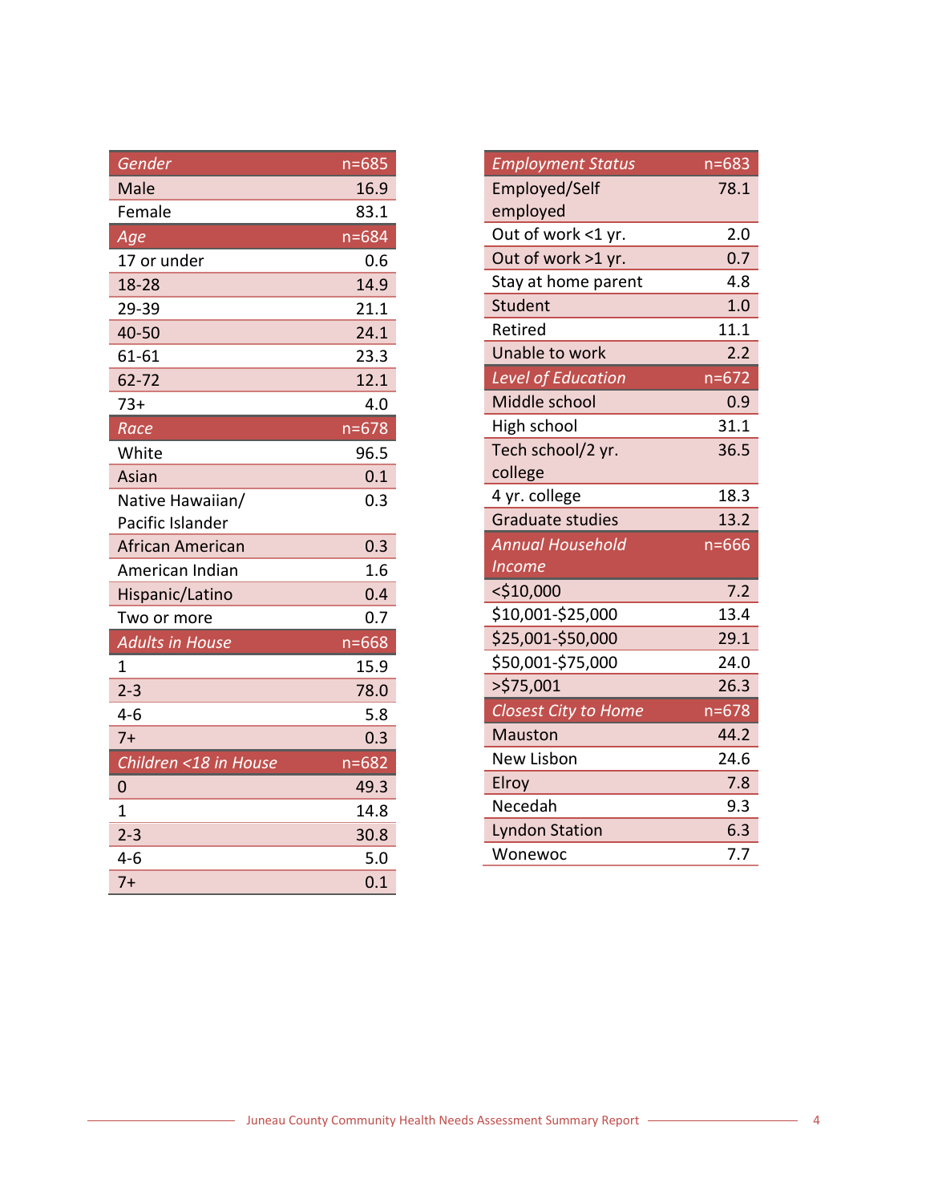| Gender | n=685 |
|---|---|
| Male | 16.9 |
| Female | 83.1 |
| *Age* | *n=684* |
| 17 or under | 0.6 |
| 18-28 | 14.9 |
| 29-39 | 21.1 |
| 40-50 | 24.1 |
| 61-61 | 23.3 |
| 62-72 | 12.1 |
| 73+ | 4.0 |
| *Race* | *n=678* |
| White | 96.5 |
| Asian | 0.1 |
| Native Hawaiian/ Pacific Islander | 0.3 |
| African American | 0.3 |
| American Indian | 1.6 |
| Hispanic/Latino | 0.4 |
| Two or more | 0.7 |
| *Adults in House* | *n=668* |
| 1 | 15.9 |
| 2-3 | 78.0 |
| 4-6 | 5.8 |
| 7+ | 0.3 |
| *Children <18 in House* | *n=682* |
| 0 | 49.3 |
| 1 | 14.8 |
| 2-3 | 30.8 |
| 4-6 | 5.0 |
| 7+ | 0.1 |

| Employment Status | n=683 |
|---|---|
| Employed/Self employed | 78.1 |
| Out of work <1 yr. | 2.0 |
| Out of work >1 yr. | 0.7 |
| Stay at home parent | 4.8 |
| Student | 1.0 |
| Retired | 11.1 |
| Unable to work | 2.2 |
| *Level of Education* | *n=672* |
| Middle school | 0.9 |
| High school | 31.1 |
| Tech school/2 yr. college | 36.5 |
| 4 yr. college | 18.3 |
| Graduate studies | 13.2 |
| *Annual Household Income* | *n=666* |
| <$10,000 | 7.2 |
| $10,001-$25,000 | 13.4 |
| $25,001-$50,000 | 29.1 |
| $50,001-$75,000 | 24.0 |
| >$75,001 | 26.3 |
| *Closest City to Home* | *n=678* |
| Mauston | 44.2 |
| New Lisbon | 24.6 |
| Elroy | 7.8 |
| Necedah | 9.3 |
| Lyndon Station | 6.3 |
| Wonewoc | 7.7 |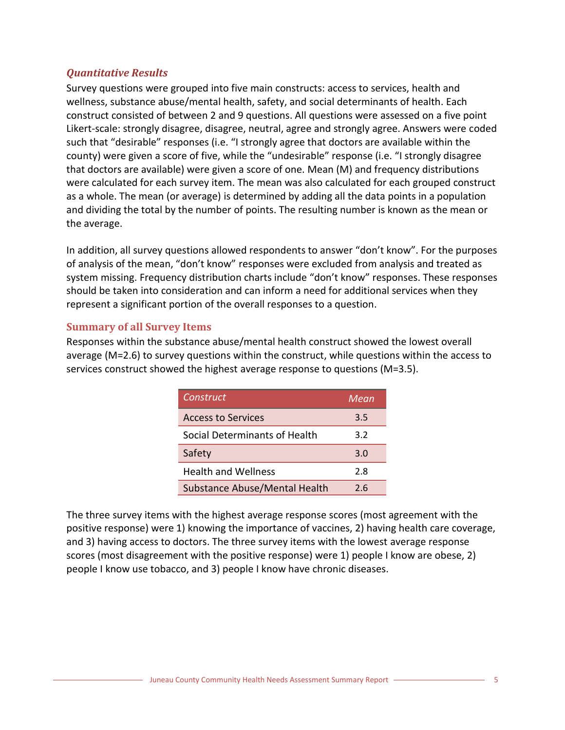### *Quantitative Results*

Survey questions were grouped into five main constructs: access to services, health and wellness, substance abuse/mental health, safety, and social determinants of health. Each construct consisted of between 2 and 9 questions. All questions were assessed on a five point Likert-scale: strongly disagree, disagree, neutral, agree and strongly agree. Answers were coded such that "desirable" responses (i.e. "I strongly agree that doctors are available within the county) were given a score of five, while the "undesirable" response (i.e. "I strongly disagree that doctors are available) were given a score of one. Mean (M) and frequency distributions were calculated for each survey item. The mean was also calculated for each grouped construct as a whole. The mean (or average) is determined by adding all the data points in a population and dividing the total by the number of points. The resulting number is known as the mean or the average.

In addition, all survey questions allowed respondents to answer "don't know". For the purposes of analysis of the mean, "don't know" responses were excluded from analysis and treated as system missing. Frequency distribution charts include "don't know" responses. These responses should be taken into consideration and can inform a need for additional services when they represent a significant portion of the overall responses to a question.

### Summary of all Survey Items

Responses within the substance abuse/mental health construct showed the lowest overall average (M=2.6) to survey questions within the construct, while questions within the access to services construct showed the highest average response to questions (M=3.5).

| *Construct* | *Mean* |
|---|---|
| Access to Services | 3.5 |
| Social Determinants of Health | 3.2 |
| Safety | 3.0 |
| Health and Wellness | 2.8 |
| Substance Abuse/Mental Health | 2.6 |

The three survey items with the highest average response scores (most agreement with the positive response) were 1) knowing the importance of vaccines, 2) having health care coverage, and 3) having access to doctors. The three survey items with the lowest average response scores (most disagreement with the positive response) were 1) people I know are obese, 2) people I know use tobacco, and 3) people I know have chronic diseases.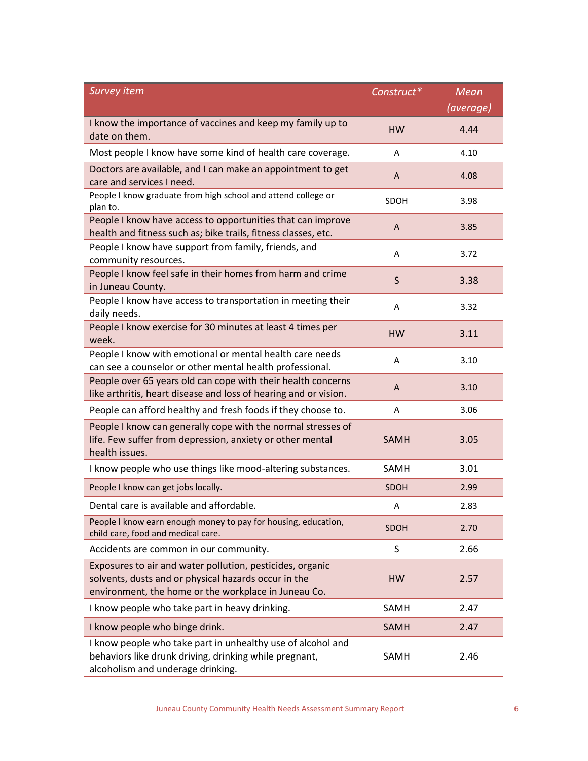| *Survey item* | *Construct** | *Mean (average)* |
|---|---|---|
| I know the importance of vaccines and keep my family up to date on them. | HW | 4.44 |
| Most people I know have some kind of health care coverage. | A | 4.10 |
| Doctors are available, and I can make an appointment to get care and services I need. | A | 4.08 |
| People I know graduate from high school and attend college or plan to. | SDOH | 3.98 |
| People I know have access to opportunities that can improve health and fitness such as; bike trails, fitness classes, etc. | A | 3.85 |
| People I know have support from family, friends, and community resources. | A | 3.72 |
| People I know feel safe in their homes from harm and crime in Juneau County. | S | 3.38 |
| People I know have access to transportation in meeting their daily needs. | A | 3.32 |
| People I know exercise for 30 minutes at least 4 times per week. | HW | 3.11 |
| People I know with emotional or mental health care needs can see a counselor or other mental health professional. | A | 3.10 |
| People over 65 years old can cope with their health concerns like arthritis, heart disease and loss of hearing and or vision. | A | 3.10 |
| People can afford healthy and fresh foods if they choose to. | A | 3.06 |
| People I know can generally cope with the normal stresses of life. Few suffer from depression, anxiety or other mental health issues. | SAMH | 3.05 |
| I know people who use things like mood-altering substances. | SAMH | 3.01 |
| People I know can get jobs locally. | SDOH | 2.99 |
| Dental care is available and affordable. | A | 2.83 |
| People I know earn enough money to pay for housing, education, child care, food and medical care. | SDOH | 2.70 |
| Accidents are common in our community. | S | 2.66 |
| Exposures to air and water pollution, pesticides, organic solvents, dusts and or physical hazards occur in the environment, the home or the workplace in Juneau Co. | HW | 2.57 |
| I know people who take part in heavy drinking. | SAMH | 2.47 |
| I know people who binge drink. | SAMH | 2.47 |
| I know people who take part in unhealthy use of alcohol and behaviors like drunk driving, drinking while pregnant, alcoholism and underage drinking. | SAMH | 2.46 |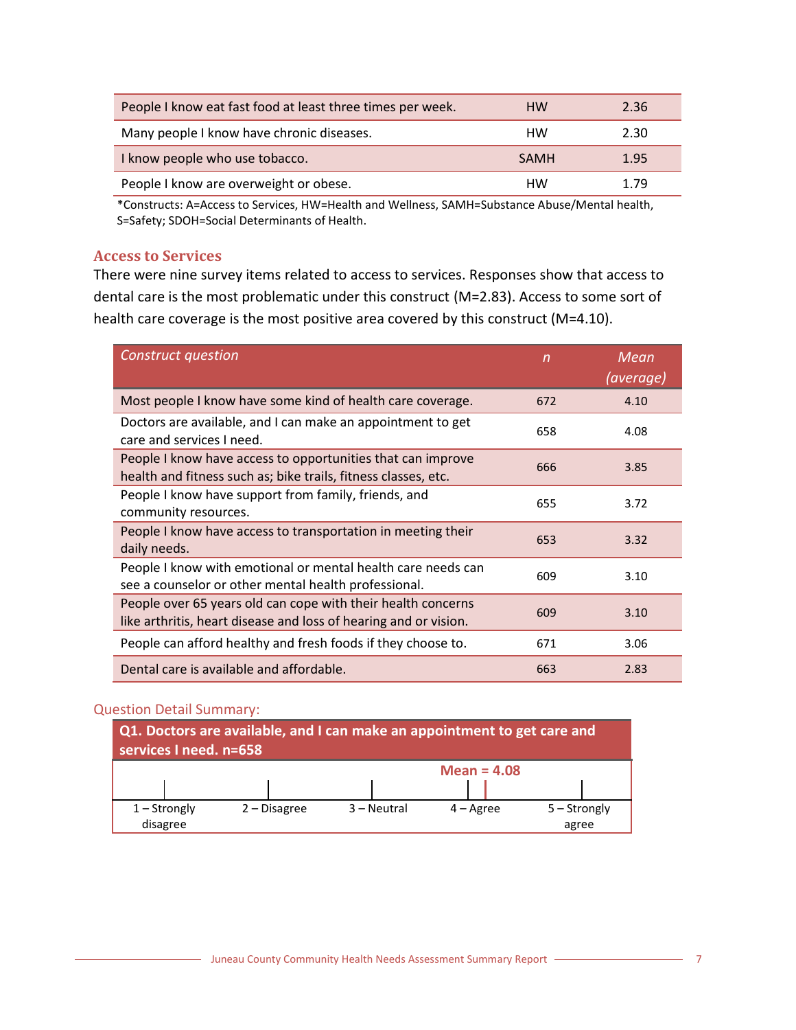| People I know eat fast food at least three times per week. | HW | 2.36 |
|---|---|---|
| Many people I know have chronic diseases. | HW | 2.30 |
| I know people who use tobacco. | SAMH | 1.95 |
| People I know are overweight or obese. | HW | 1.79 |

*Constructs: A=Access to Services, HW=Health and Wellness, SAMH=Substance Abuse/Mental health, S=Safety; SDOH=Social Determinants of Health.

## Access to Services

There were nine survey items related to access to services. Responses show that access to dental care is the most problematic under this construct (M=2.83). Access to some sort of health care coverage is the most positive area covered by this construct (M=4.10).

| *Construct question* | *n* | *Mean (average)* |
|---|---|---|
| Most people I know have some kind of health care coverage. | 672 | 4.10 |
| Doctors are available, and I can make an appointment to get care and services I need. | 658 | 4.08 |
| People I know have access to opportunities that can improve health and fitness such as; bike trails, fitness classes, etc. | 666 | 3.85 |
| People I know have support from family, friends, and community resources. | 655 | 3.72 |
| People I know have access to transportation in meeting their daily needs. | 653 | 3.32 |
| People I know with emotional or mental health care needs can see a counselor or other mental health professional. | 609 | 3.10 |
| People over 65 years old can cope with their health concerns like arthritis, heart disease and loss of hearing and or vision. | 609 | 3.10 |
| People can afford healthy and fresh foods if they choose to. | 671 | 3.06 |
| Dental care is available and affordable. | 663 | 2.83 |

### Question Detail Summary:

**Q1. Doctors are available, and I can make an appointment to get care and services I need. n=658**

Mean = 4.08

| 1 – Strongly disagree | 2 – Disagree | 3 – Neutral | 4 – Agree | 5 – Strongly agree |
|---|---|---|---|---|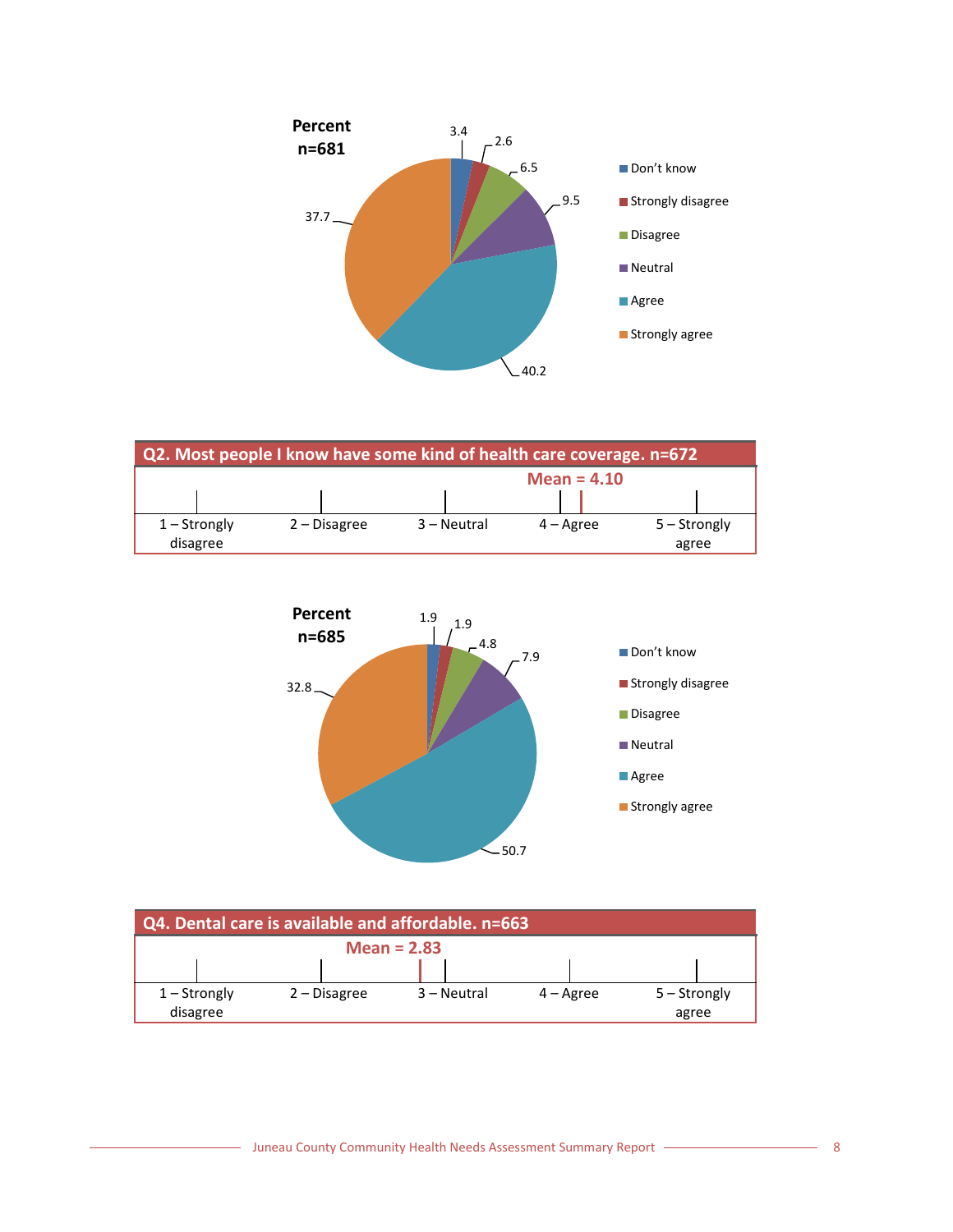Percent
n=681

| Response | Percent |
|---|---|
| Don't know | 3.4 |
| Strongly disagree | 2.6 |
| Disagree | 6.5 |
| Neutral | 9.5 |
| Agree | 40.2 |
| Strongly agree | 37.7 |

**Q2. Most people I know have some kind of health care coverage. n=672**

Mean = 4.10

1 – Strongly disagree | 2 – Disagree | 3 – Neutral | 4 – Agree | 5 – Strongly agree

Percent
n=685

| Response | Percent |
|---|---|
| Don't know | 1.9 |
| Strongly disagree | 1.9 |
| Disagree | 4.8 |
| Neutral | 7.9 |
| Agree | 50.7 |
| Strongly agree | 32.8 |

**Q4. Dental care is available and affordable. n=663**

Mean = 2.83

1 – Strongly disagree | 2 – Disagree | 3 – Neutral | 4 – Agree | 5 – Strongly agree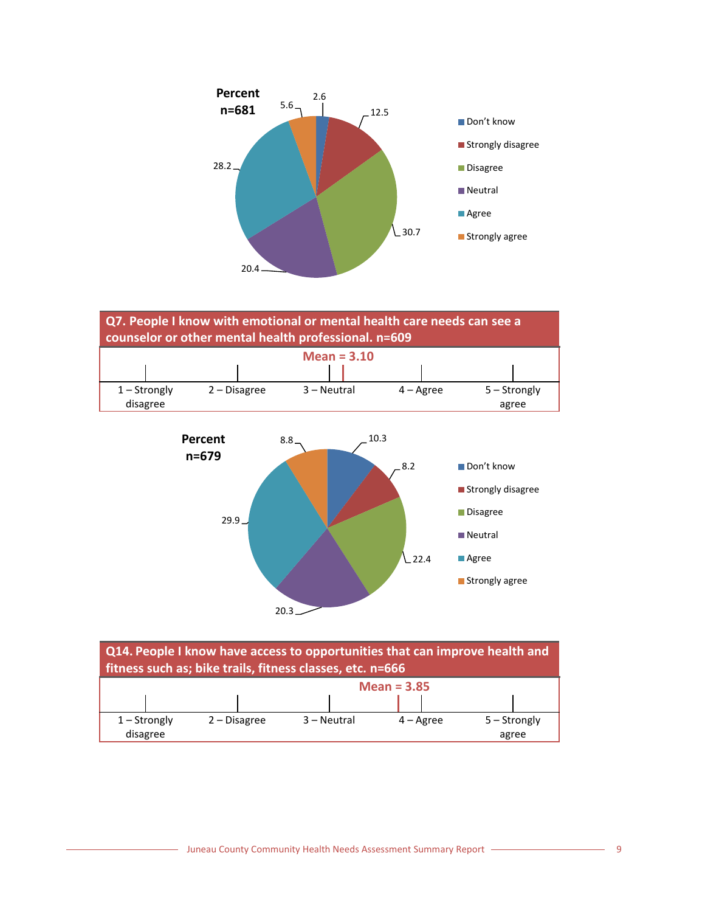Percent
n=681

| Response | Percent |
|---|---|
| Don't know | 2.6 |
| Strongly disagree | 12.5 |
| Disagree | 30.7 |
| Neutral | 20.4 |
| Agree | 28.2 |
| Strongly agree | 5.6 |

**Q7. People I know with emotional or mental health care needs can see a counselor or other mental health professional. n=609**

**Mean = 3.10**

1 – Strongly disagree | 2 – Disagree | 3 – Neutral | 4 – Agree | 5 – Strongly agree

Percent
n=679

| Response | Percent |
|---|---|
| Don't know | 10.3 |
| Strongly disagree | 8.2 |
| Disagree | 22.4 |
| Neutral | 20.3 |
| Agree | 29.9 |
| Strongly agree | 8.8 |

**Q14. People I know have access to opportunities that can improve health and fitness such as; bike trails, fitness classes, etc. n=666**

**Mean = 3.85**

1 – Strongly disagree | 2 – Disagree | 3 – Neutral | 4 – Agree | 5 – Strongly agree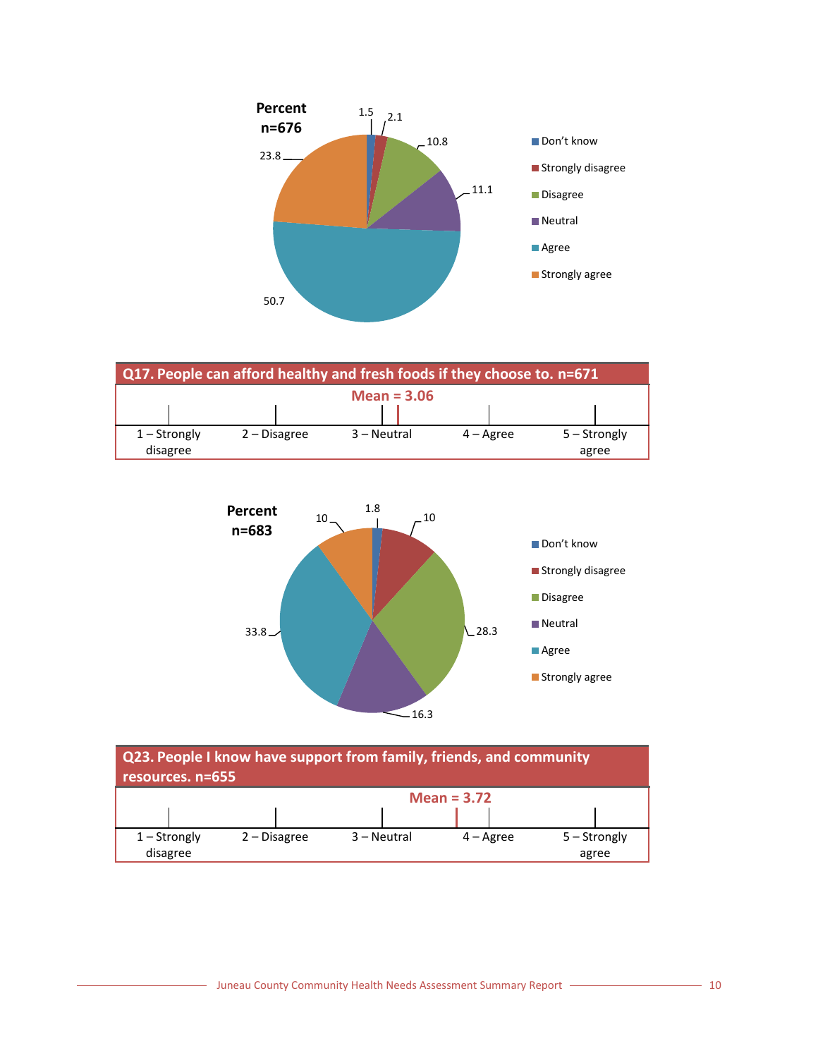**Percent n=676**

| Response | Percent |
|---|---|
| Don't know | 1.5 |
| Strongly disagree | 2.1 |
| Disagree | 10.8 |
| Neutral | 11.1 |
| Agree | 50.7 |
| Strongly agree | 23.8 |

**Q17. People can afford healthy and fresh foods if they choose to. n=671**

**Mean = 3.06**

| 1 – Strongly disagree | 2 – Disagree | 3 – Neutral | 4 – Agree | 5 – Strongly agree |
|---|---|---|---|---|

**Percent n=683**

| Response | Percent |
|---|---|
| Don't know | 1.8 |
| Strongly disagree | 10 |
| Disagree | 28.3 |
| Neutral | 16.3 |
| Agree | 33.8 |
| Strongly agree | 10 |

**Q23. People I know have support from family, friends, and community resources. n=655**

**Mean = 3.72**

| 1 – Strongly disagree | 2 – Disagree | 3 – Neutral | 4 – Agree | 5 – Strongly agree |
|---|---|---|---|---|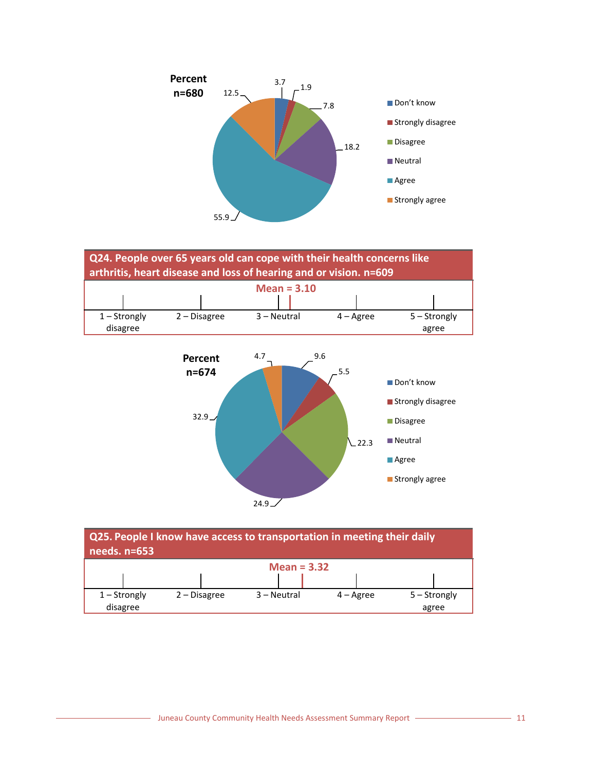Percent
n=680

| Response | Percent |
|---|---|
| Don't know | 3.7 |
| Strongly disagree | 1.9 |
| Disagree | 7.8 |
| Neutral | 18.2 |
| Agree | 55.9 |
| Strongly agree | 12.5 |

**Q24. People over 65 years old can cope with their health concerns like arthritis, heart disease and loss of hearing and or vision. n=609**

**Mean = 3.10**

1 – Strongly disagree | 2 – Disagree | 3 – Neutral | 4 – Agree | 5 – Strongly agree

Percent
n=674

| Response | Percent |
|---|---|
| Don't know | 9.6 |
| Strongly disagree | 5.5 |
| Disagree | 22.3 |
| Neutral | 24.9 |
| Agree | 32.9 |
| Strongly agree | 4.7 |

**Q25. People I know have access to transportation in meeting their daily needs. n=653**

**Mean = 3.32**

1 – Strongly disagree | 2 – Disagree | 3 – Neutral | 4 – Agree | 5 – Strongly agree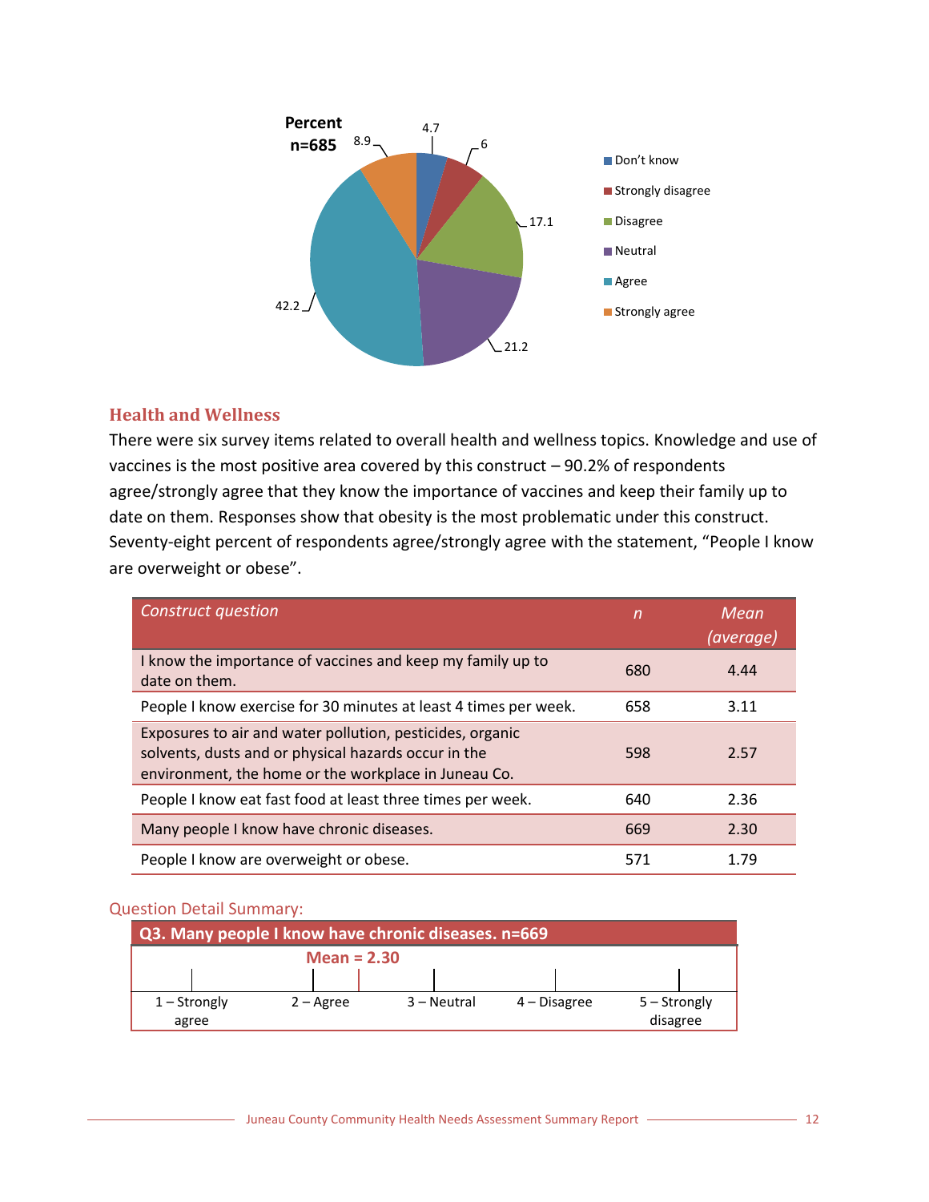Percent
n=685

| Category | Percent |
|---|---|
| Don't know | 4.7 |
| Strongly disagree | 6 |
| Disagree | 17.1 |
| Neutral | 21.2 |
| Agree | 42.2 |
| Strongly agree | 8.9 |

## Health and Wellness

There were six survey items related to overall health and wellness topics. Knowledge and use of vaccines is the most positive area covered by this construct – 90.2% of respondents agree/strongly agree that they know the importance of vaccines and keep their family up to date on them. Responses show that obesity is the most problematic under this construct. Seventy-eight percent of respondents agree/strongly agree with the statement, "People I know are overweight or obese".

| *Construct question* | *n* | *Mean (average)* |
|---|---|---|
| I know the importance of vaccines and keep my family up to date on them. | 680 | 4.44 |
| People I know exercise for 30 minutes at least 4 times per week. | 658 | 3.11 |
| Exposures to air and water pollution, pesticides, organic solvents, dusts and or physical hazards occur in the environment, the home or the workplace in Juneau Co. | 598 | 2.57 |
| People I know eat fast food at least three times per week. | 640 | 2.36 |
| Many people I know have chronic diseases. | 669 | 2.30 |
| People I know are overweight or obese. | 571 | 1.79 |

Question Detail Summary:

**Q3. Many people I know have chronic diseases. n=669**

**Mean = 2.30**

| 1 – Strongly agree | 2 – Agree | 3 – Neutral | 4 – Disagree | 5 – Strongly disagree |
|---|---|---|---|---|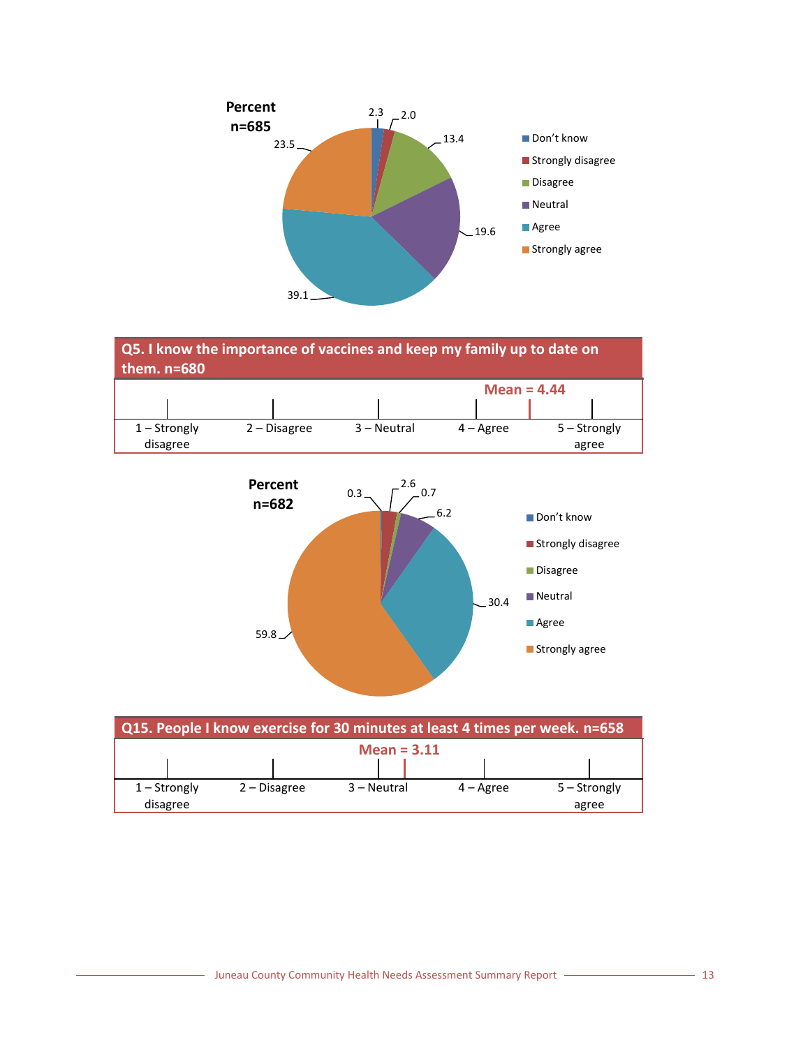**Percent**
**n=685**

| Response | Percent |
|---|---|
| Don't know | 2.3 |
| Strongly disagree | 2.0 |
| Disagree | 13.4 |
| Neutral | 19.6 |
| Agree | 39.1 |
| Strongly agree | 23.5 |

## Q5. I know the importance of vaccines and keep my family up to date on them. n=680

**Mean = 4.44**

1 – Strongly disagree | 2 – Disagree | 3 – Neutral | 4 – Agree | 5 – Strongly agree

**Percent**
**n=682**

| Response | Percent |
|---|---|
| Don't know | 0.3 |
| Strongly disagree | 2.6 |
| Disagree | 0.7 |
| Neutral | 6.2 |
| Agree | 30.4 |
| Strongly agree | 59.8 |

## Q15. People I know exercise for 30 minutes at least 4 times per week. n=658

**Mean = 3.11**

1 – Strongly disagree | 2 – Disagree | 3 – Neutral | 4 – Agree | 5 – Strongly agree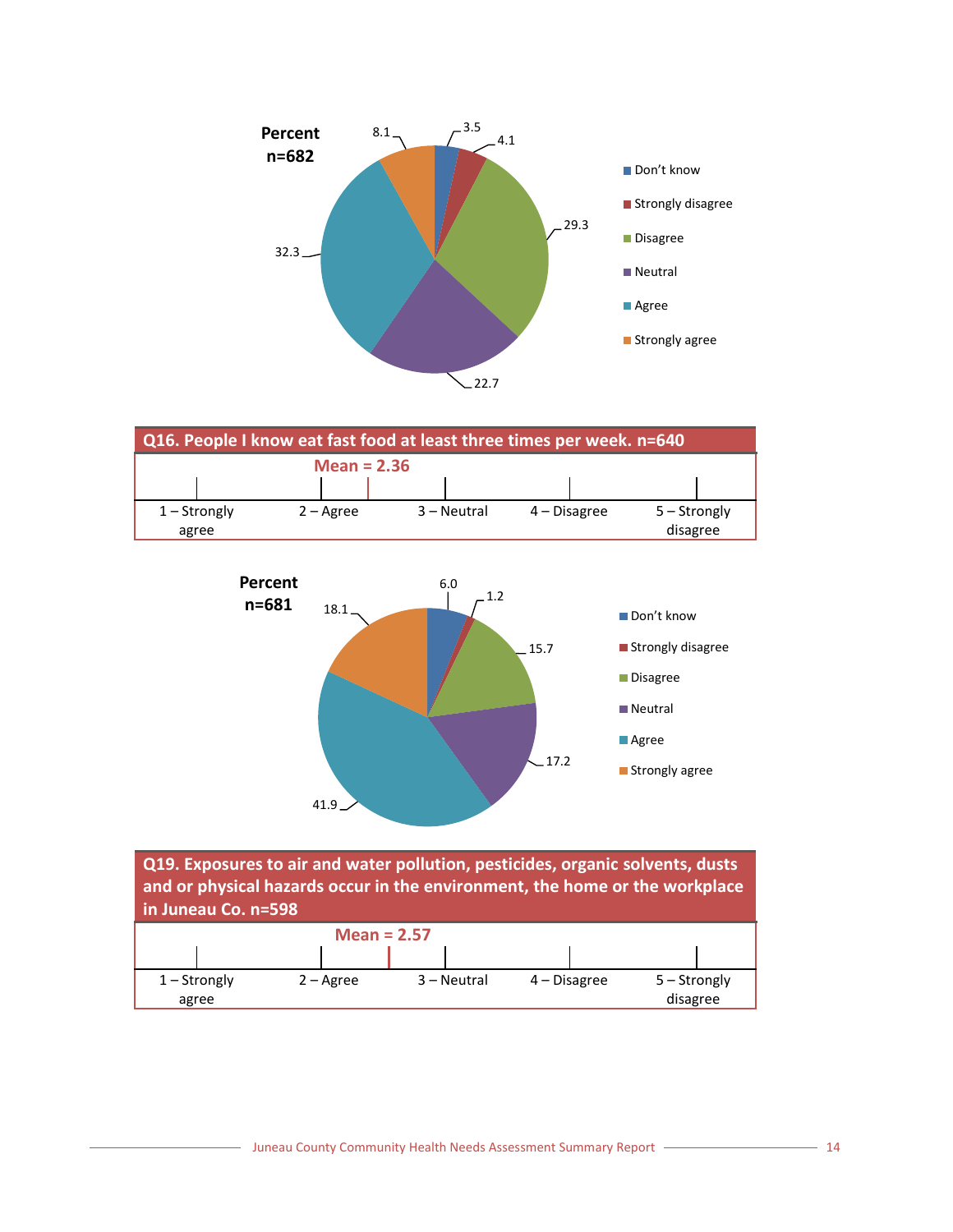Percent
n=682

| Response | Percent |
|---|---|
| Don't know | 3.5 |
| Strongly disagree | 4.1 |
| Disagree | 29.3 |
| Neutral | 22.7 |
| Agree | 32.3 |
| Strongly agree | 8.1 |

## Q16. People I know eat fast food at least three times per week. n=640

Mean = 2.36

1 – Strongly agree | 2 – Agree | 3 – Neutral | 4 – Disagree | 5 – Strongly disagree

Percent
n=681

| Response | Percent |
|---|---|
| Don't know | 6.0 |
| Strongly disagree | 1.2 |
| Disagree | 15.7 |
| Neutral | 17.2 |
| Agree | 41.9 |
| Strongly agree | 18.1 |

## Q19. Exposures to air and water pollution, pesticides, organic solvents, dusts and or physical hazards occur in the environment, the home or the workplace in Juneau Co. n=598

Mean = 2.57

1 – Strongly agree | 2 – Agree | 3 – Neutral | 4 – Disagree | 5 – Strongly disagree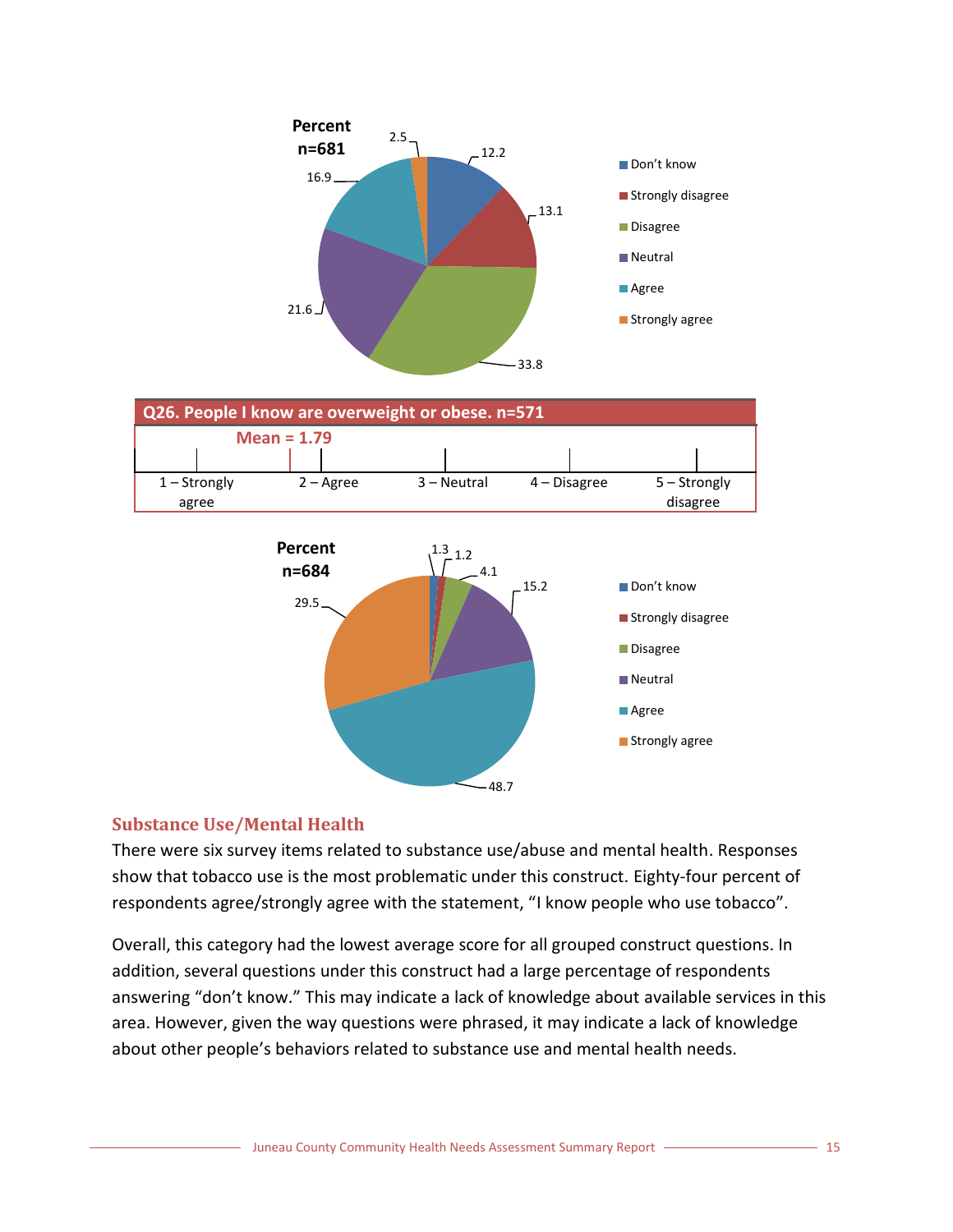Percent
n=681

| Response | Percent |
|---|---|
| Don't know | 12.2 |
| Strongly disagree | 13.1 |
| Disagree | 33.8 |
| Neutral | 21.6 |
| Agree | 16.9 |
| Strongly agree | 2.5 |

**Q26. People I know are overweight or obese. n=571**

**Mean = 1.79**

| 1 – Strongly agree | 2 – Agree | 3 – Neutral | 4 – Disagree | 5 – Strongly disagree |
|---|---|---|---|---|

Percent
n=684

| Response | Percent |
|---|---|
| Don't know | 1.3 |
| Strongly disagree | 1.2 |
| Disagree | 4.1 |
| Neutral | 15.2 |
| Agree | 48.7 |
| Strongly agree | 29.5 |

## Substance Use/Mental Health

There were six survey items related to substance use/abuse and mental health. Responses show that tobacco use is the most problematic under this construct. Eighty-four percent of respondents agree/strongly agree with the statement, "I know people who use tobacco".

Overall, this category had the lowest average score for all grouped construct questions. In addition, several questions under this construct had a large percentage of respondents answering "don't know." This may indicate a lack of knowledge about available services in this area. However, given the way questions were phrased, it may indicate a lack of knowledge about other people's behaviors related to substance use and mental health needs.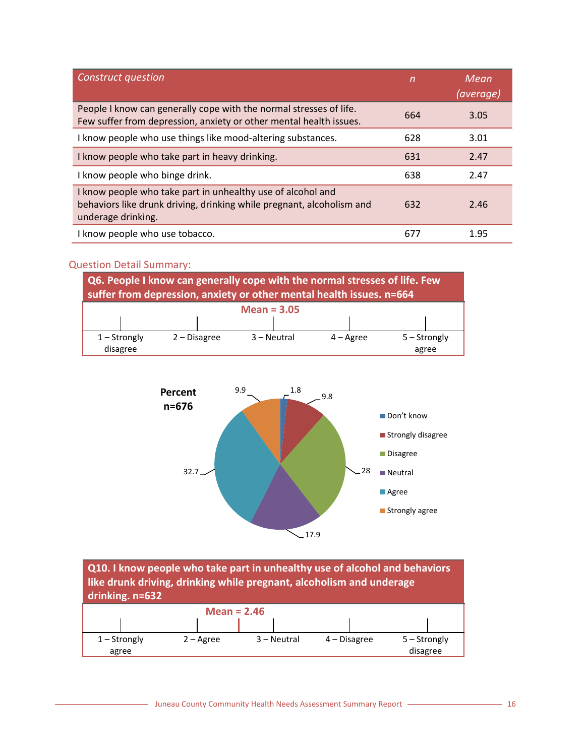| *Construct question* | *n* | *Mean (average)* |
|---|---|---|
| People I know can generally cope with the normal stresses of life. Few suffer from depression, anxiety or other mental health issues. | 664 | 3.05 |
| I know people who use things like mood-altering substances. | 628 | 3.01 |
| I know people who take part in heavy drinking. | 631 | 2.47 |
| I know people who binge drink. | 638 | 2.47 |
| I know people who take part in unhealthy use of alcohol and behaviors like drunk driving, drinking while pregnant, alcoholism and underage drinking. | 632 | 2.46 |
| I know people who use tobacco. | 677 | 1.95 |

## Question Detail Summary:

**Q6. People I know can generally cope with the normal stresses of life. Few suffer from depression, anxiety or other mental health issues. n=664**

**Mean = 3.05**

| 1 – Strongly disagree | 2 – Disagree | 3 – Neutral | 4 – Agree | 5 – Strongly agree |
|---|---|---|---|---|

**Percent n=676**

| Response | Percent |
|---|---|
| Don't know | 1.8 |
| Strongly disagree | 9.8 |
| Disagree | 28 |
| Neutral | 17.9 |
| Agree | 32.7 |
| Strongly agree | 9.9 |

**Q10. I know people who take part in unhealthy use of alcohol and behaviors like drunk driving, drinking while pregnant, alcoholism and underage drinking. n=632**

**Mean = 2.46**

| 1 – Strongly agree | 2 – Agree | 3 – Neutral | 4 – Disagree | 5 – Strongly disagree |
|---|---|---|---|---|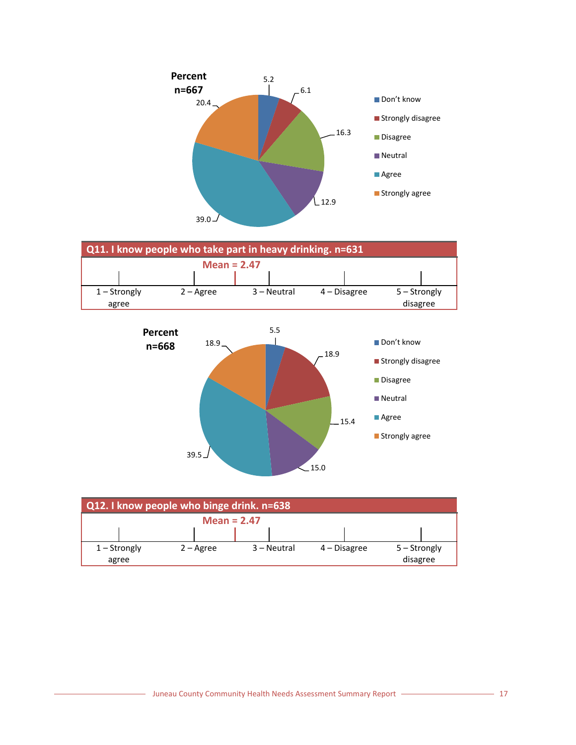**Percent n=667**

| Response | Percent |
|---|---|
| Don't know | 5.2 |
| Strongly disagree | 6.1 |
| Disagree | 16.3 |
| Neutral | 12.9 |
| Agree | 39.0 |
| Strongly agree | 20.4 |

**Q11. I know people who take part in heavy drinking. n=631**

Mean = 2.47

1 – Strongly agree | 2 – Agree | 3 – Neutral | 4 – Disagree | 5 – Strongly disagree

**Percent n=668**

| Response | Percent |
|---|---|
| Don't know | 5.5 |
| Strongly disagree | 18.9 |
| Disagree | 15.4 |
| Neutral | 15.0 |
| Agree | 39.5 |
| Strongly agree | 18.9 |

**Q12. I know people who binge drink. n=638**

Mean = 2.47

1 – Strongly agree | 2 – Agree | 3 – Neutral | 4 – Disagree | 5 – Strongly disagree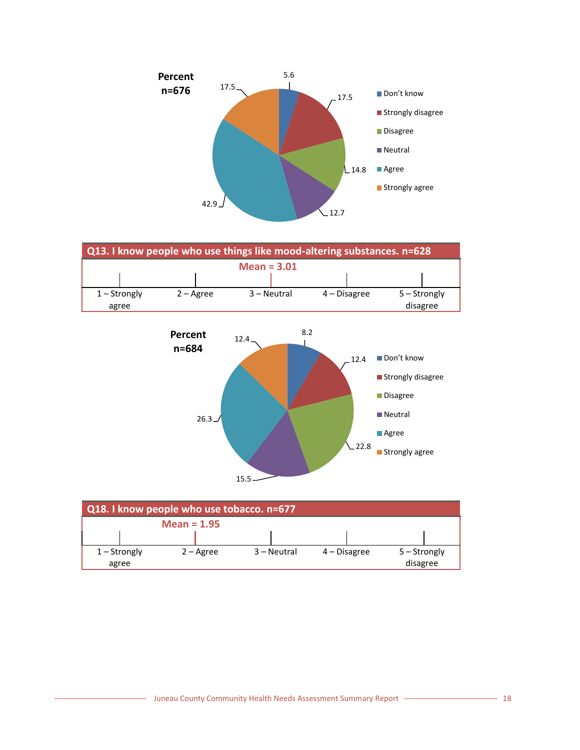Percent
n=676

| Response | Percent |
|---|---|
| Don't know | 5.6 |
| Strongly disagree | 17.5 |
| Disagree | 14.8 |
| Neutral | 12.7 |
| Agree | 42.9 |
| Strongly agree | 17.5 |

## Q13. I know people who use things like mood-altering substances. n=628

Mean = 3.01

1 – Strongly agree | 2 – Agree | 3 – Neutral | 4 – Disagree | 5 – Strongly disagree

Percent
n=684

| Response | Percent |
|---|---|
| Don't know | 8.2 |
| Strongly disagree | 12.4 |
| Disagree | 22.8 |
| Neutral | 15.5 |
| Agree | 26.3 |
| Strongly agree | 12.4 |

## Q18. I know people who use tobacco. n=677

Mean = 1.95

1 – Strongly agree | 2 – Agree | 3 – Neutral | 4 – Disagree | 5 – Strongly disagree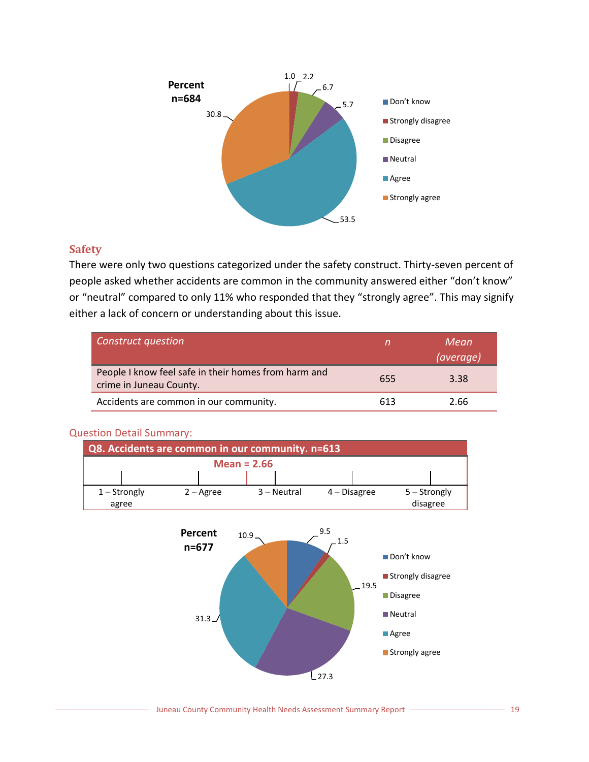Percent
n=684

- Don't know
- Strongly disagree: 1.0
- Disagree: 2.2
- Neutral: 6.7
- Agree: 5.7
- Strongly agree: 53.5
- 30.8

## Safety

There were only two questions categorized under the safety construct. Thirty-seven percent of people asked whether accidents are common in the community answered either "don't know" or "neutral" compared to only 11% who responded that they "strongly agree". This may signify either a lack of concern or understanding about this issue.

| *Construct question* | *n* | *Mean (average)* |
|---|---|---|
| People I know feel safe in their homes from harm and crime in Juneau County. | 655 | 3.38 |
| Accidents are common in our community. | 613 | 2.66 |

### Question Detail Summary:

**Q8. Accidents are common in our community. n=613**

**Mean = 2.66**

1 – Strongly agree | 2 – Agree | 3 – Neutral | 4 – Disagree | 5 – Strongly disagree

Percent
n=677

- Don't know: 9.5
- Strongly disagree: 1.5
- Disagree: 19.5
- Neutral: 27.3
- Agree: 31.3
- Strongly agree: 10.9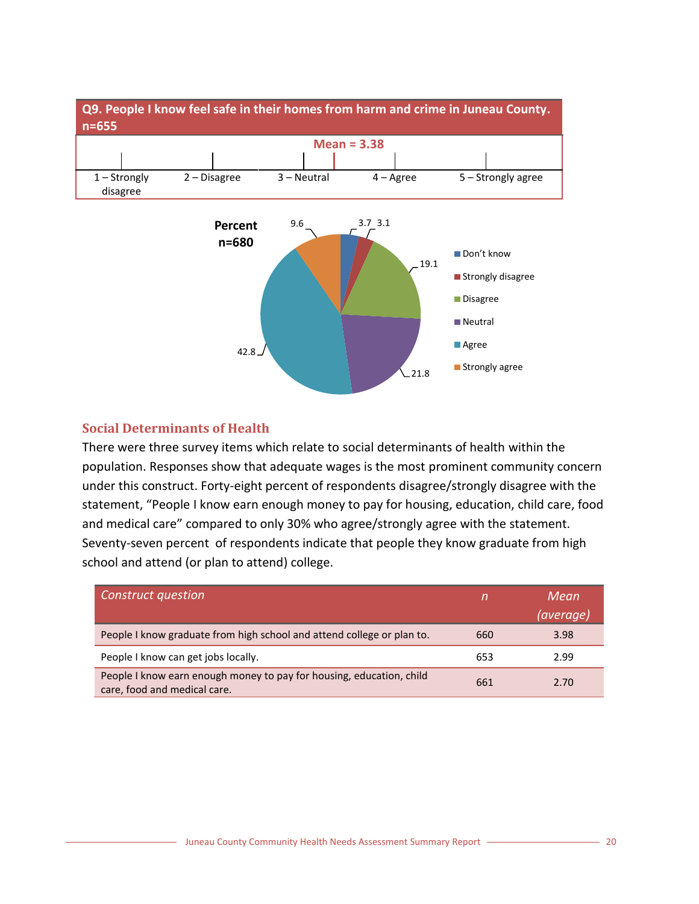**Q9. People I know feel safe in their homes from harm and crime in Juneau County. n=655**

**Mean = 3.38**

1 – Strongly disagree | 2 – Disagree | 3 – Neutral | 4 – Agree | 5 – Strongly agree

**Percent n=680**

| Response | Percent |
|---|---|
| Don't know | 3.7 |
| Strongly disagree | 3.1 |
| Disagree | 19.1 |
| Neutral | 21.8 |
| Agree | 42.8 |
| Strongly agree | 9.6 |

## Social Determinants of Health

There were three survey items which relate to social determinants of health within the population. Responses show that adequate wages is the most prominent community concern under this construct. Forty-eight percent of respondents disagree/strongly disagree with the statement, "People I know earn enough money to pay for housing, education, child care, food and medical care" compared to only 30% who agree/strongly agree with the statement. Seventy-seven percent of respondents indicate that people they know graduate from high school and attend (or plan to attend) college.

| *Construct question* | *n* | *Mean (average)* |
|---|---|---|
| People I know graduate from high school and attend college or plan to. | 660 | 3.98 |
| People I know can get jobs locally. | 653 | 2.99 |
| People I know earn enough money to pay for housing, education, child care, food and medical care. | 661 | 2.70 |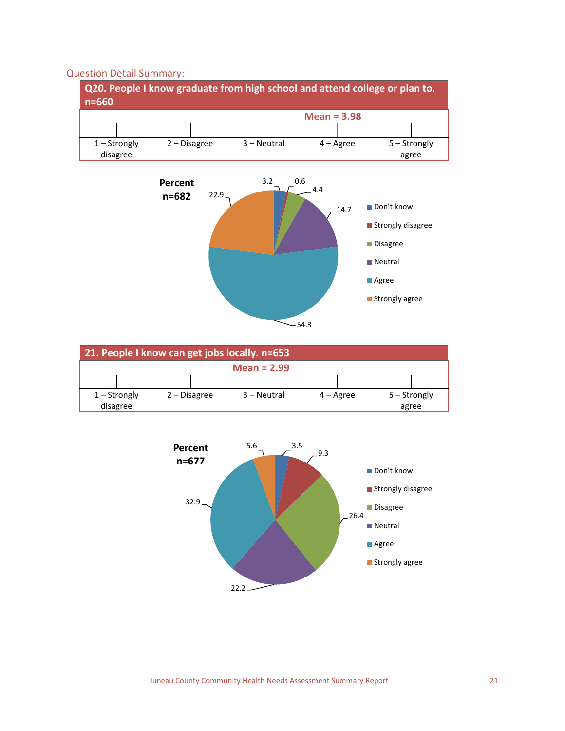Question Detail Summary:

## Q20. People I know graduate from high school and attend college or plan to. n=660

Mean = 3.98

| 1 – Strongly disagree | 2 – Disagree | 3 – Neutral | 4 – Agree | 5 – Strongly agree |
|---|---|---|---|---|

Percent n=682

| Response | Percent |
|---|---|
| Don't know | 3.2 |
| Strongly disagree | 0.6 |
| Disagree | 4.4 |
| Neutral | 14.7 |
| Agree | 54.3 |
| Strongly agree | 22.9 |

## 21. People I know can get jobs locally. n=653

Mean = 2.99

| 1 – Strongly disagree | 2 – Disagree | 3 – Neutral | 4 – Agree | 5 – Strongly agree |
|---|---|---|---|---|

Percent n=677

| Response | Percent |
|---|---|
| Don't know | 3.5 |
| Strongly disagree | 9.3 |
| Disagree | 26.4 |
| Neutral | 22.2 |
| Agree | 32.9 |
| Strongly agree | 5.6 |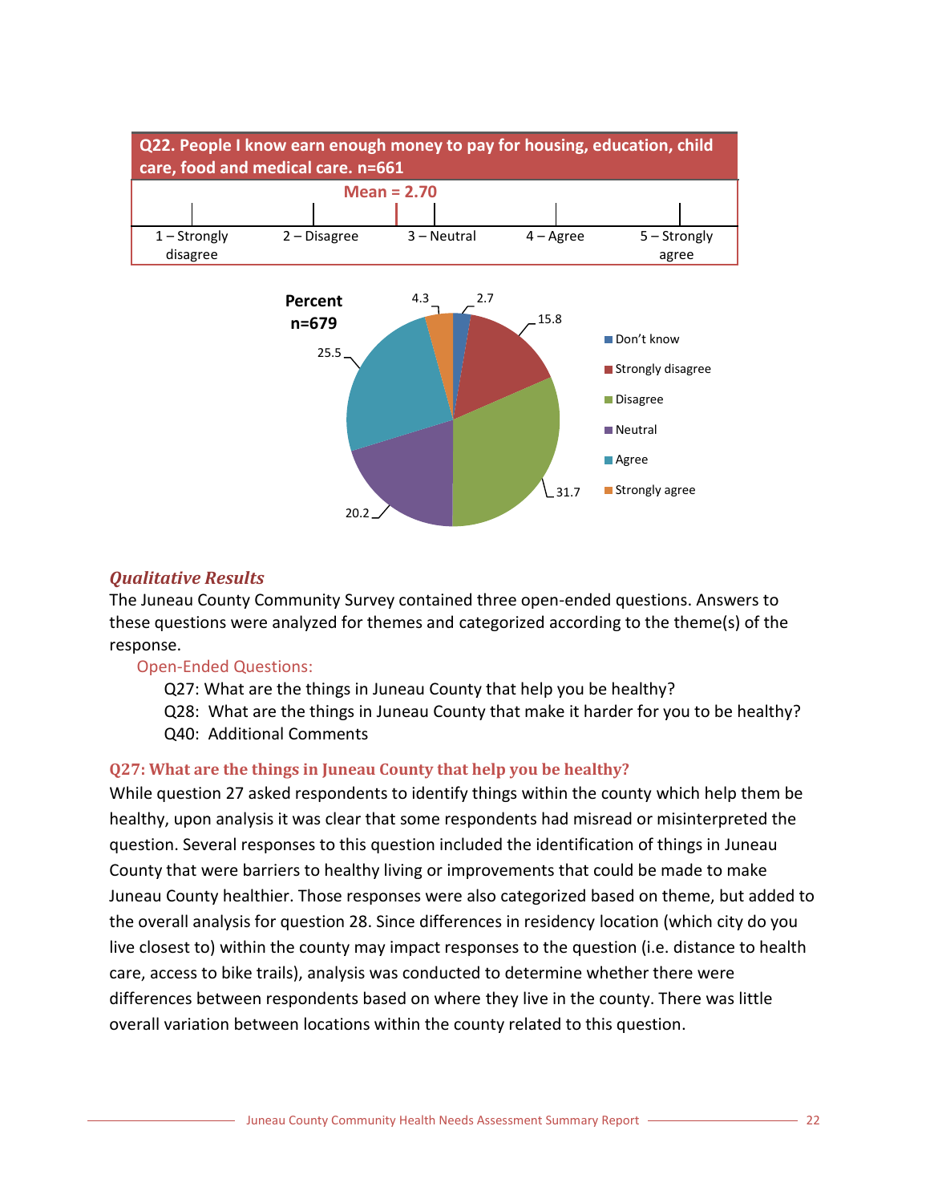**Q22. People I know earn enough money to pay for housing, education, child care, food and medical care. n=661**

Mean = 2.70

| 1 – Strongly disagree | 2 – Disagree | 3 – Neutral | 4 – Agree | 5 – Strongly agree |
|---|---|---|---|---|

**Percent n=679**

| Response | Percent |
|---|---|
| Don't know | 2.7 |
| Strongly disagree | 15.8 |
| Disagree | 31.7 |
| Neutral | 20.2 |
| Agree | 25.5 |
| Strongly agree | 4.3 |

### *Qualitative Results*

The Juneau County Community Survey contained three open-ended questions. Answers to these questions were analyzed for themes and categorized according to the theme(s) of the response.

Open-Ended Questions:

- Q27: What are the things in Juneau County that help you be healthy?
- Q28: What are the things in Juneau County that make it harder for you to be healthy?
- Q40: Additional Comments

#### Q27: What are the things in Juneau County that help you be healthy?

While question 27 asked respondents to identify things within the county which help them be healthy, upon analysis it was clear that some respondents had misread or misinterpreted the question. Several responses to this question included the identification of things in Juneau County that were barriers to healthy living or improvements that could be made to make Juneau County healthier. Those responses were also categorized based on theme, but added to the overall analysis for question 28. Since differences in residency location (which city do you live closest to) within the county may impact responses to the question (i.e. distance to health care, access to bike trails), analysis was conducted to determine whether there were differences between respondents based on where they live in the county. There was little overall variation between locations within the county related to this question.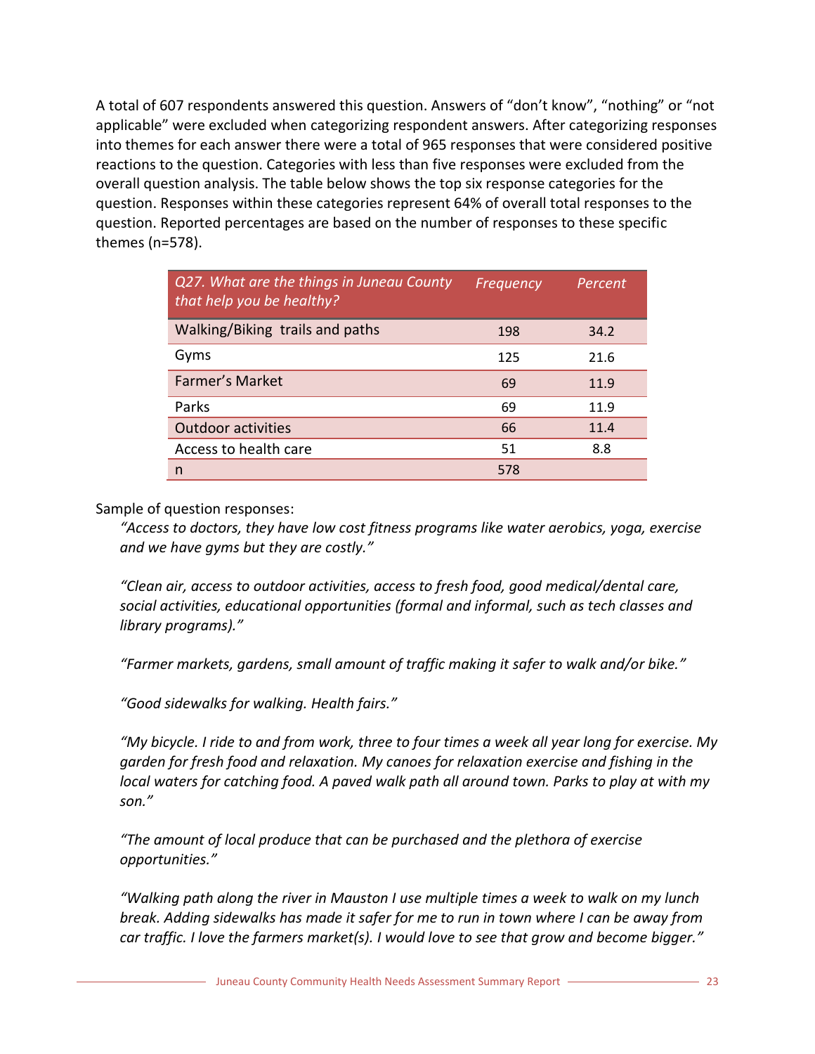A total of 607 respondents answered this question. Answers of "don't know", "nothing" or "not applicable" were excluded when categorizing respondent answers. After categorizing responses into themes for each answer there were a total of 965 responses that were considered positive reactions to the question. Categories with less than five responses were excluded from the overall question analysis. The table below shows the top six response categories for the question. Responses within these categories represent 64% of overall total responses to the question. Reported percentages are based on the number of responses to these specific themes (n=578).

| *Q27. What are the things in Juneau County that help you be healthy?* | *Frequency* | *Percent* |
|---|---|---|
| Walking/Biking trails and paths | 198 | 34.2 |
| Gyms | 125 | 21.6 |
| Farmer's Market | 69 | 11.9 |
| Parks | 69 | 11.9 |
| Outdoor activities | 66 | 11.4 |
| Access to health care | 51 | 8.8 |
| n | 578 | |

Sample of question responses:

*"Access to doctors, they have low cost fitness programs like water aerobics, yoga, exercise and we have gyms but they are costly."*

*"Clean air, access to outdoor activities, access to fresh food, good medical/dental care, social activities, educational opportunities (formal and informal, such as tech classes and library programs)."*

*"Farmer markets, gardens, small amount of traffic making it safer to walk and/or bike."*

*"Good sidewalks for walking. Health fairs."*

*"My bicycle. I ride to and from work, three to four times a week all year long for exercise. My garden for fresh food and relaxation. My canoes for relaxation exercise and fishing in the local waters for catching food. A paved walk path all around town. Parks to play at with my son."*

*"The amount of local produce that can be purchased and the plethora of exercise opportunities."*

*"Walking path along the river in Mauston I use multiple times a week to walk on my lunch break. Adding sidewalks has made it safer for me to run in town where I can be away from car traffic. I love the farmers market(s). I would love to see that grow and become bigger."*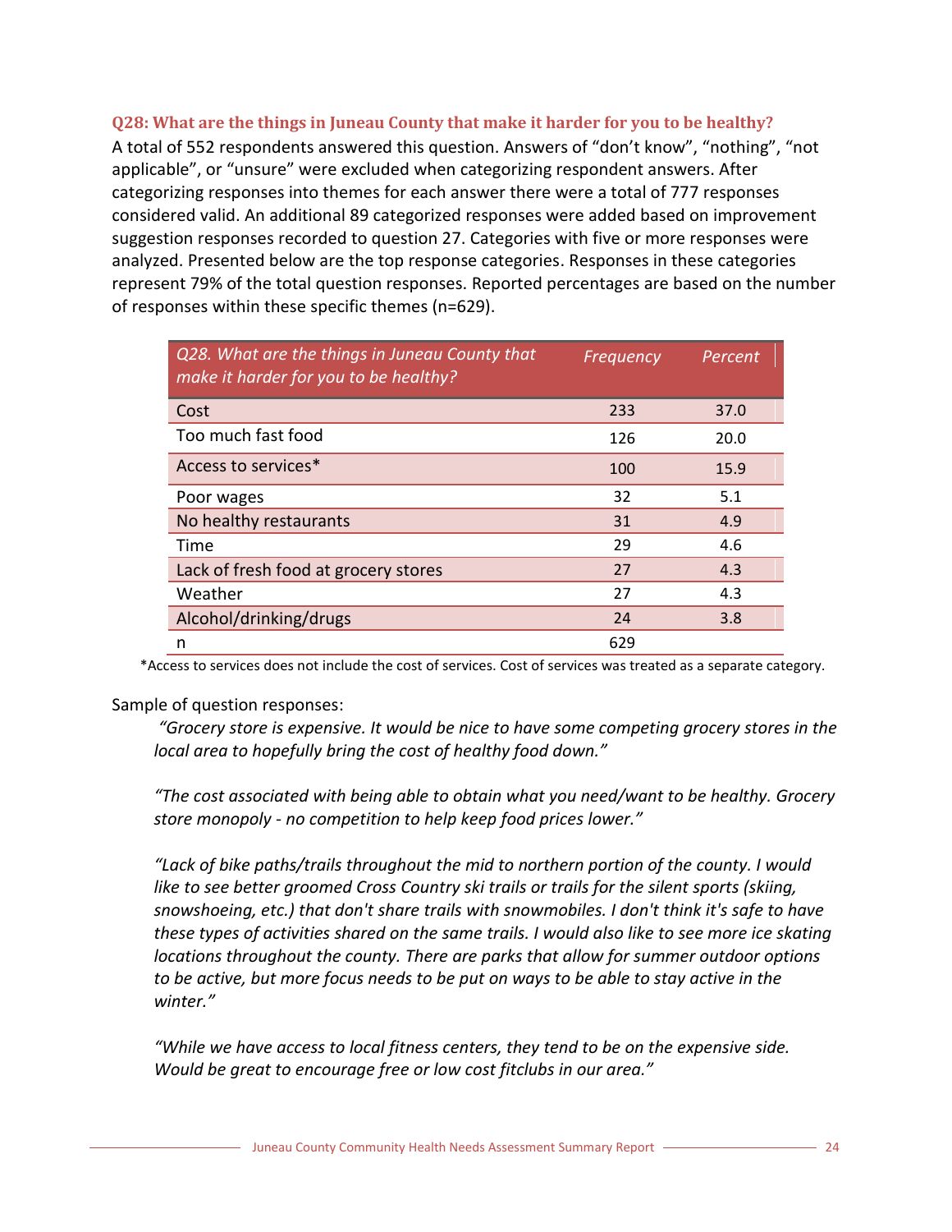### Q28: What are the things in Juneau County that make it harder for you to be healthy?

A total of 552 respondents answered this question. Answers of “don’t know”, “nothing”, “not applicable”, or “unsure” were excluded when categorizing respondent answers. After categorizing responses into themes for each answer there were a total of 777 responses considered valid. An additional 89 categorized responses were added based on improvement suggestion responses recorded to question 27. Categories with five or more responses were analyzed. Presented below are the top response categories. Responses in these categories represent 79% of the total question responses. Reported percentages are based on the number of responses within these specific themes (n=629).

| *Q28. What are the things in Juneau County that make it harder for you to be healthy?* | *Frequency* | *Percent* |
|---|---|---|
| Cost | 233 | 37.0 |
| Too much fast food | 126 | 20.0 |
| Access to services* | 100 | 15.9 |
| Poor wages | 32 | 5.1 |
| No healthy restaurants | 31 | 4.9 |
| Time | 29 | 4.6 |
| Lack of fresh food at grocery stores | 27 | 4.3 |
| Weather | 27 | 4.3 |
| Alcohol/drinking/drugs | 24 | 3.8 |
| n | 629 | |

*Access to services does not include the cost of services. Cost of services was treated as a separate category.

Sample of question responses:

*“Grocery store is expensive. It would be nice to have some competing grocery stores in the local area to hopefully bring the cost of healthy food down.”*

*“The cost associated with being able to obtain what you need/want to be healthy. Grocery store monopoly - no competition to help keep food prices lower.”*

*“Lack of bike paths/trails throughout the mid to northern portion of the county. I would like to see better groomed Cross Country ski trails or trails for the silent sports (skiing, snowshoeing, etc.) that don't share trails with snowmobiles. I don't think it's safe to have these types of activities shared on the same trails. I would also like to see more ice skating locations throughout the county. There are parks that allow for summer outdoor options to be active, but more focus needs to be put on ways to be able to stay active in the winter.”*

*“While we have access to local fitness centers, they tend to be on the expensive side. Would be great to encourage free or low cost fitclubs in our area.”*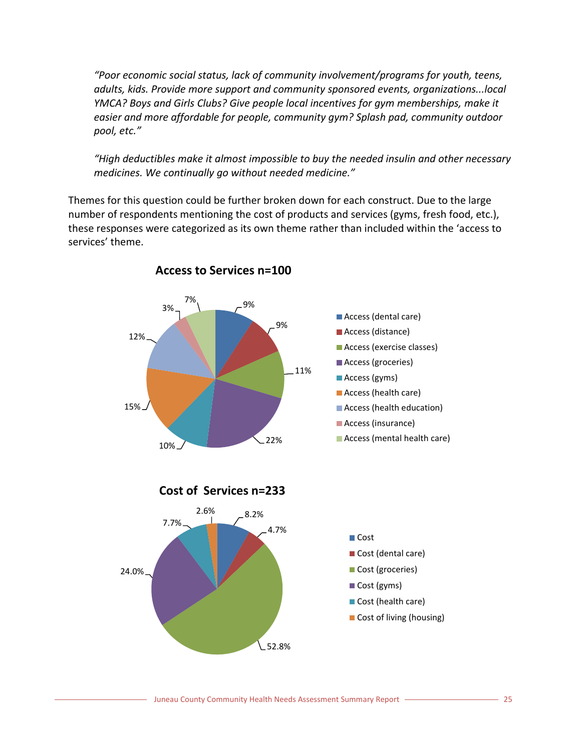*"Poor economic social status, lack of community involvement/programs for youth, teens, adults, kids. Provide more support and community sponsored events, organizations...local YMCA? Boys and Girls Clubs? Give people local incentives for gym memberships, make it easier and more affordable for people, community gym? Splash pad, community outdoor pool, etc."*

*"High deductibles make it almost impossible to buy the needed insulin and other necessary medicines. We continually go without needed medicine."*

Themes for this question could be further broken down for each construct. Due to the large number of respondents mentioning the cost of products and services (gyms, fresh food, etc.), these responses were categorized as its own theme rather than included within the 'access to services' theme.

**Access to Services n=100**

| Category | Percent |
|---|---|
| Access (dental care) | 9% |
| Access (distance) | 9% |
| Access (exercise classes) | 11% |
| Access (groceries) | 22% |
| Access (gyms) | 10% |
| Access (health care) | 15% |
| Access (health education) | 12% |
| Access (insurance) | 3% |
| Access (mental health care) | 7% |

**Cost of Services n=233**

| Category | Percent |
|---|---|
| Cost | 8.2% |
| Cost (dental care) | 4.7% |
| Cost (groceries) | 52.8% |
| Cost (gyms) | 24.0% |
| Cost (health care) | 7.7% |
| Cost of living (housing) | 2.6% |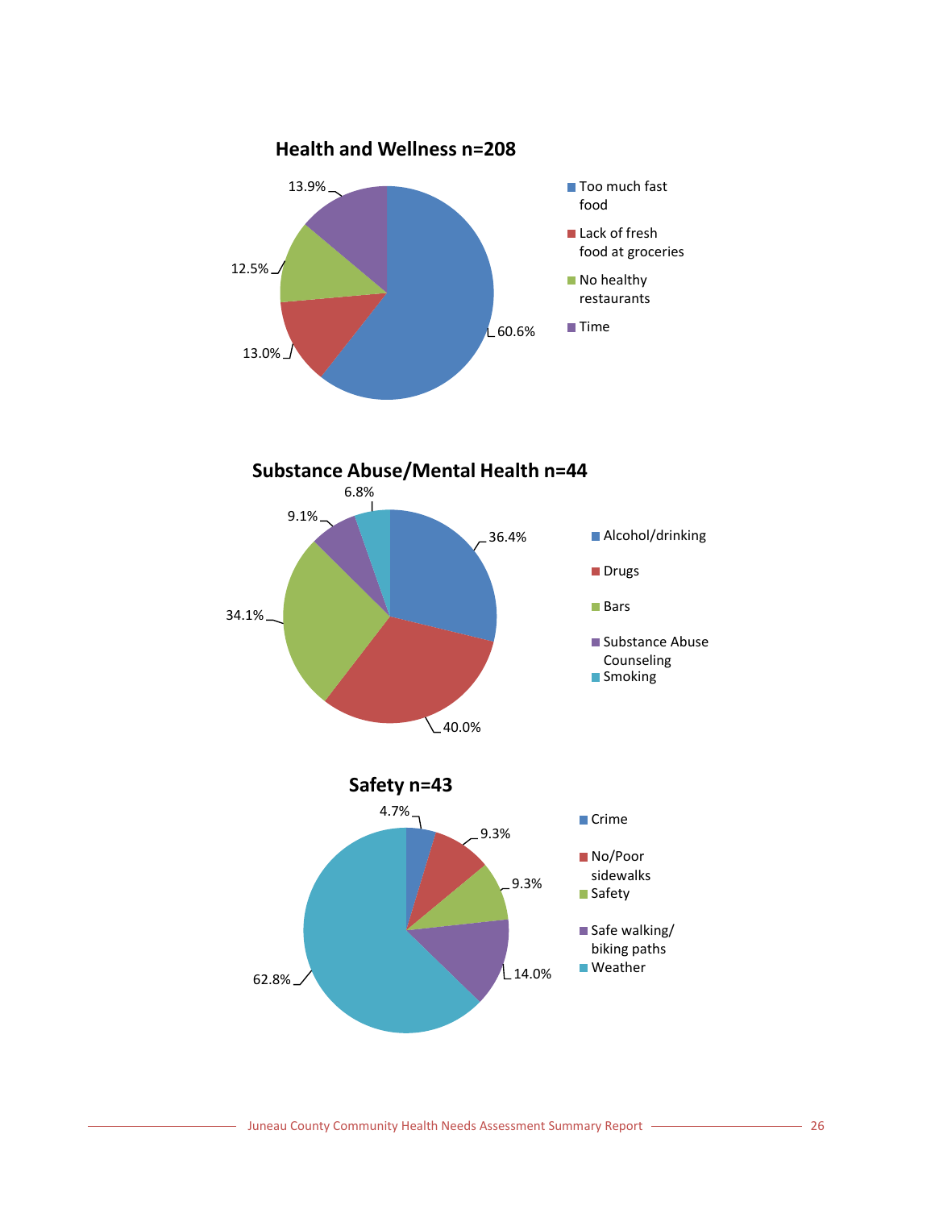## Health and Wellness n=208

| Category | Percent |
|---|---|
| Too much fast food | 60.6% |
| Lack of fresh food at groceries | 13.0% |
| No healthy restaurants | 12.5% |
| Time | 13.9% |

## Substance Abuse/Mental Health n=44

| Category | Percent |
|---|---|
| Alcohol/drinking | 36.4% |
| Drugs | 40.0% |
| Bars | 34.1% |
| Substance Abuse Counseling | 9.1% |
| Smoking | 6.8% |

## Safety n=43

| Category | Percent |
|---|---|
| Crime | 4.7% |
| No/Poor sidewalks | 9.3% |
| Safety | 9.3% |
| Safe walking/ biking paths | 14.0% |
| Weather | 62.8% |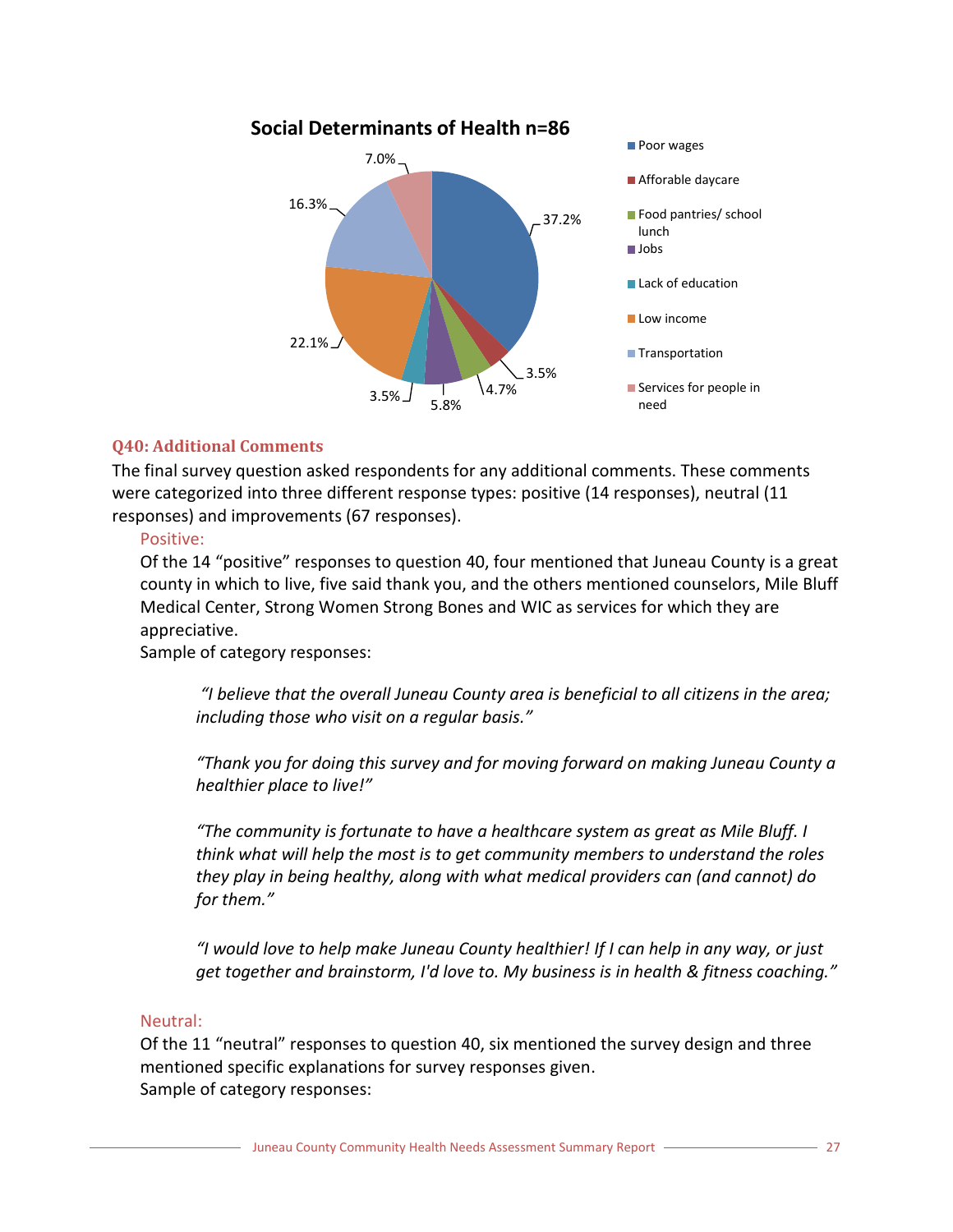**Social Determinants of Health n=86**

| Category | Percent |
| --- | --- |
| Poor wages | 37.2% |
| Aforable daycare | 3.5% |
| Food pantries/ school lunch | 4.7% |
| Jobs | 5.8% |
| Lack of education | 3.5% |
| Low income | 22.1% |
| Transportation | 16.3% |
| Services for people in need | 7.0% |

### Q40: Additional Comments

The final survey question asked respondents for any additional comments. These comments were categorized into three different response types: positive (14 responses), neutral (11 responses) and improvements (67 responses).

#### Positive:

Of the 14 "positive" responses to question 40, four mentioned that Juneau County is a great county in which to live, five said thank you, and the others mentioned counselors, Mile Bluff Medical Center, Strong Women Strong Bones and WIC as services for which they are appreciative.

Sample of category responses:

> *"I believe that the overall Juneau County area is beneficial to all citizens in the area; including those who visit on a regular basis."*
>
> *"Thank you for doing this survey and for moving forward on making Juneau County a healthier place to live!"*
>
> *"The community is fortunate to have a healthcare system as great as Mile Bluff. I think what will help the most is to get community members to understand the roles they play in being healthy, along with what medical providers can (and cannot) do for them."*
>
> *"I would love to help make Juneau County healthier! If I can help in any way, or just get together and brainstorm, I'd love to. My business is in health & fitness coaching."*

#### Neutral:

Of the 11 "neutral" responses to question 40, six mentioned the survey design and three mentioned specific explanations for survey responses given.

Sample of category responses: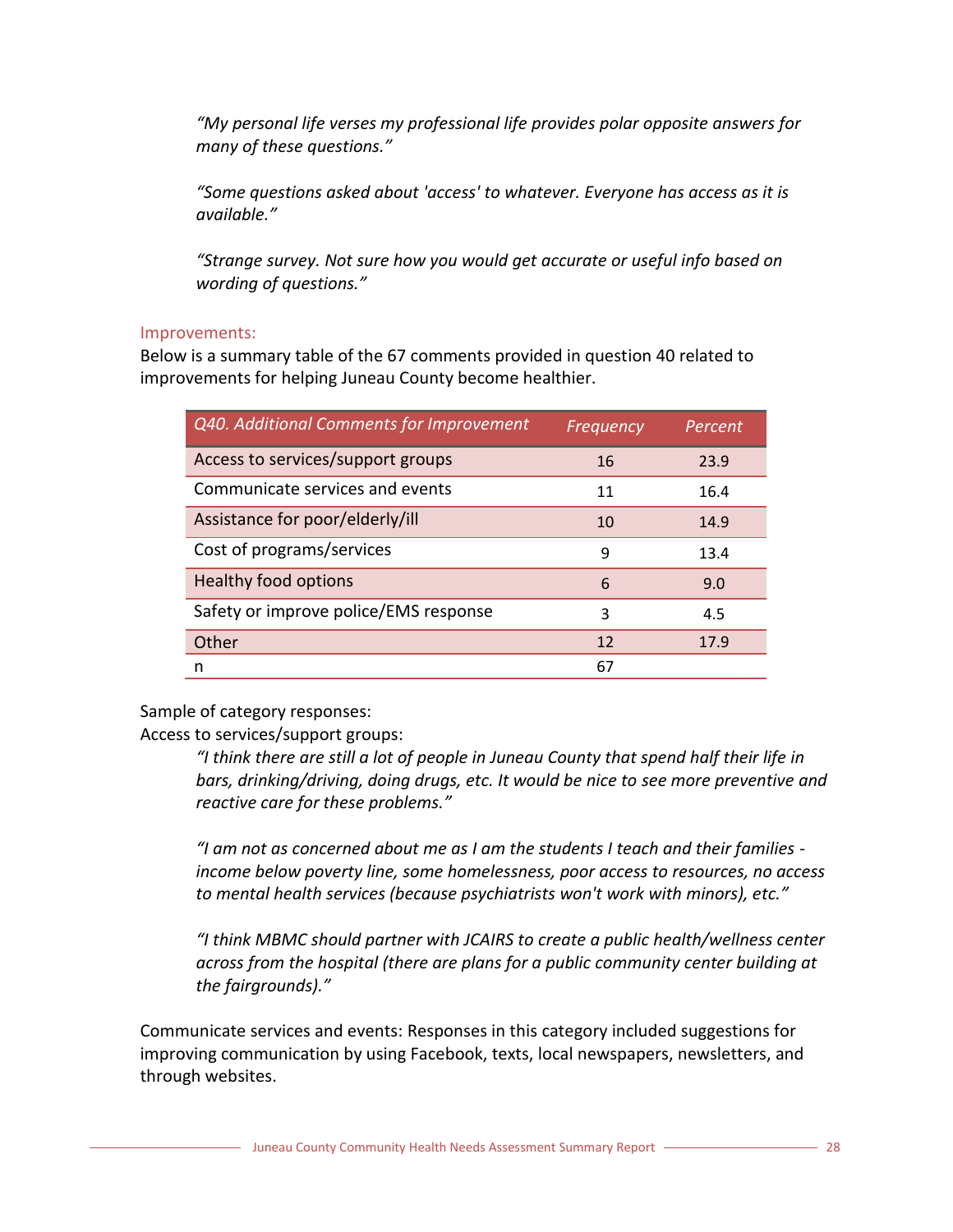*"My personal life verses my professional life provides polar opposite answers for many of these questions."*

*"Some questions asked about 'access' to whatever. Everyone has access as it is available."*

*"Strange survey. Not sure how you would get accurate or useful info based on wording of questions."*

### Improvements:

Below is a summary table of the 67 comments provided in question 40 related to improvements for helping Juneau County become healthier.

| *Q40. Additional Comments for Improvement* | *Frequency* | *Percent* |
|---|---|---|
| Access to services/support groups | 16 | 23.9 |
| Communicate services and events | 11 | 16.4 |
| Assistance for poor/elderly/ill | 10 | 14.9 |
| Cost of programs/services | 9 | 13.4 |
| Healthy food options | 6 | 9.0 |
| Safety or improve police/EMS response | 3 | 4.5 |
| Other | 12 | 17.9 |
| n | 67 | |

Sample of category responses:

Access to services/support groups:

> *"I think there are still a lot of people in Juneau County that spend half their life in bars, drinking/driving, doing drugs, etc. It would be nice to see more preventive and reactive care for these problems."*
>
> *"I am not as concerned about me as I am the students I teach and their families - income below poverty line, some homelessness, poor access to resources, no access to mental health services (because psychiatrists won't work with minors), etc."*
>
> *"I think MBMC should partner with JCAIRS to create a public health/wellness center across from the hospital (there are plans for a public community center building at the fairgrounds)."*

Communicate services and events: Responses in this category included suggestions for improving communication by using Facebook, texts, local newspapers, newsletters, and through websites.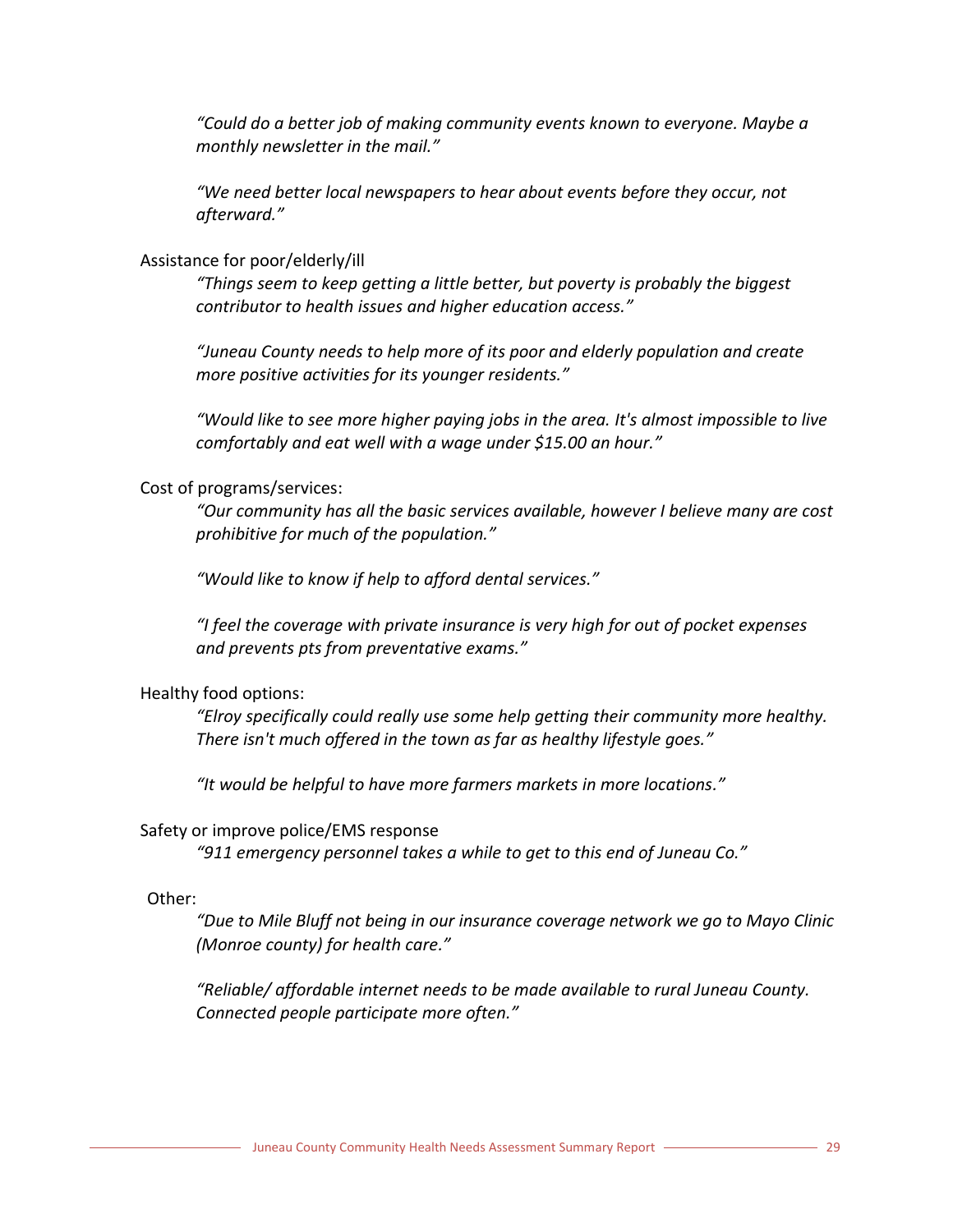*"Could do a better job of making community events known to everyone. Maybe a monthly newsletter in the mail."*

*"We need better local newspapers to hear about events before they occur, not afterward."*

Assistance for poor/elderly/ill

*"Things seem to keep getting a little better, but poverty is probably the biggest contributor to health issues and higher education access."*

*"Juneau County needs to help more of its poor and elderly population and create more positive activities for its younger residents."*

*"Would like to see more higher paying jobs in the area. It's almost impossible to live comfortably and eat well with a wage under $15.00 an hour."*

Cost of programs/services:

*"Our community has all the basic services available, however I believe many are cost prohibitive for much of the population."*

*"Would like to know if help to afford dental services."*

*"I feel the coverage with private insurance is very high for out of pocket expenses and prevents pts from preventative exams."*

Healthy food options:

*"Elroy specifically could really use some help getting their community more healthy. There isn't much offered in the town as far as healthy lifestyle goes."*

*"It would be helpful to have more farmers markets in more locations."*

Safety or improve police/EMS response

*"911 emergency personnel takes a while to get to this end of Juneau Co."*

Other:

*"Due to Mile Bluff not being in our insurance coverage network we go to Mayo Clinic (Monroe county) for health care."*

*"Reliable/ affordable internet needs to be made available to rural Juneau County. Connected people participate more often."*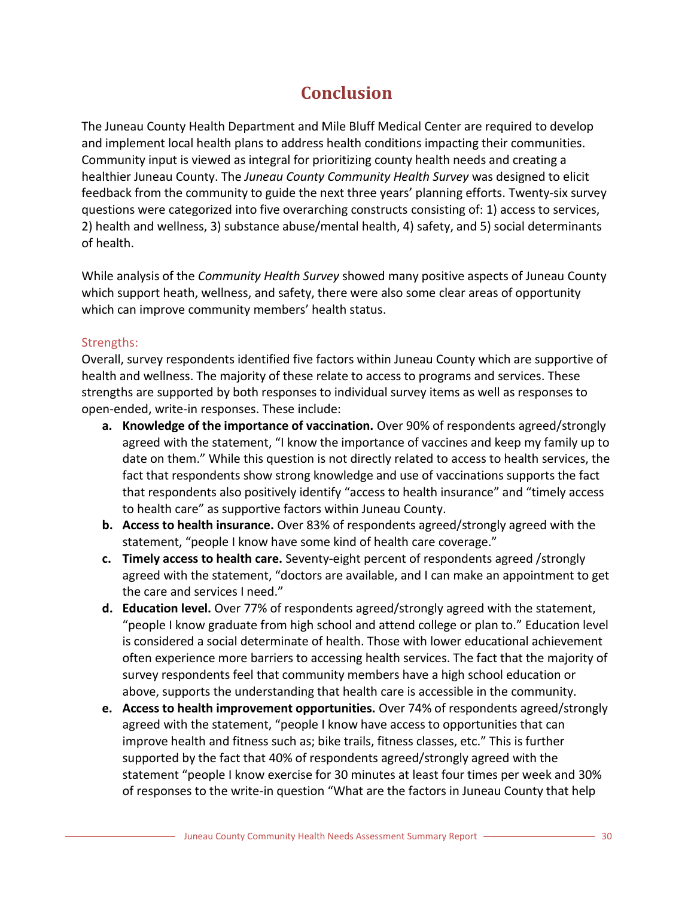# Conclusion

The Juneau County Health Department and Mile Bluff Medical Center are required to develop and implement local health plans to address health conditions impacting their communities. Community input is viewed as integral for prioritizing county health needs and creating a healthier Juneau County. The *Juneau County Community Health Survey* was designed to elicit feedback from the community to guide the next three years' planning efforts. Twenty-six survey questions were categorized into five overarching constructs consisting of: 1) access to services, 2) health and wellness, 3) substance abuse/mental health, 4) safety, and 5) social determinants of health.

While analysis of the *Community Health Survey* showed many positive aspects of Juneau County which support heath, wellness, and safety, there were also some clear areas of opportunity which can improve community members' health status.

### Strengths:

Overall, survey respondents identified five factors within Juneau County which are supportive of health and wellness. The majority of these relate to access to programs and services. These strengths are supported by both responses to individual survey items as well as responses to open-ended, write-in responses. These include:

a. **Knowledge of the importance of vaccination.** Over 90% of respondents agreed/strongly agreed with the statement, "I know the importance of vaccines and keep my family up to date on them." While this question is not directly related to access to health services, the fact that respondents show strong knowledge and use of vaccinations supports the fact that respondents also positively identify "access to health insurance" and "timely access to health care" as supportive factors within Juneau County.
b. **Access to health insurance.** Over 83% of respondents agreed/strongly agreed with the statement, "people I know have some kind of health care coverage."
c. **Timely access to health care.** Seventy-eight percent of respondents agreed /strongly agreed with the statement, "doctors are available, and I can make an appointment to get the care and services I need."
d. **Education level.** Over 77% of respondents agreed/strongly agreed with the statement, "people I know graduate from high school and attend college or plan to." Education level is considered a social determinate of health. Those with lower educational achievement often experience more barriers to accessing health services. The fact that the majority of survey respondents feel that community members have a high school education or above, supports the understanding that health care is accessible in the community.
e. **Access to health improvement opportunities.** Over 74% of respondents agreed/strongly agreed with the statement, "people I know have access to opportunities that can improve health and fitness such as; bike trails, fitness classes, etc." This is further supported by the fact that 40% of respondents agreed/strongly agreed with the statement "people I know exercise for 30 minutes at least four times per week and 30% of responses to the write-in question "What are the factors in Juneau County that help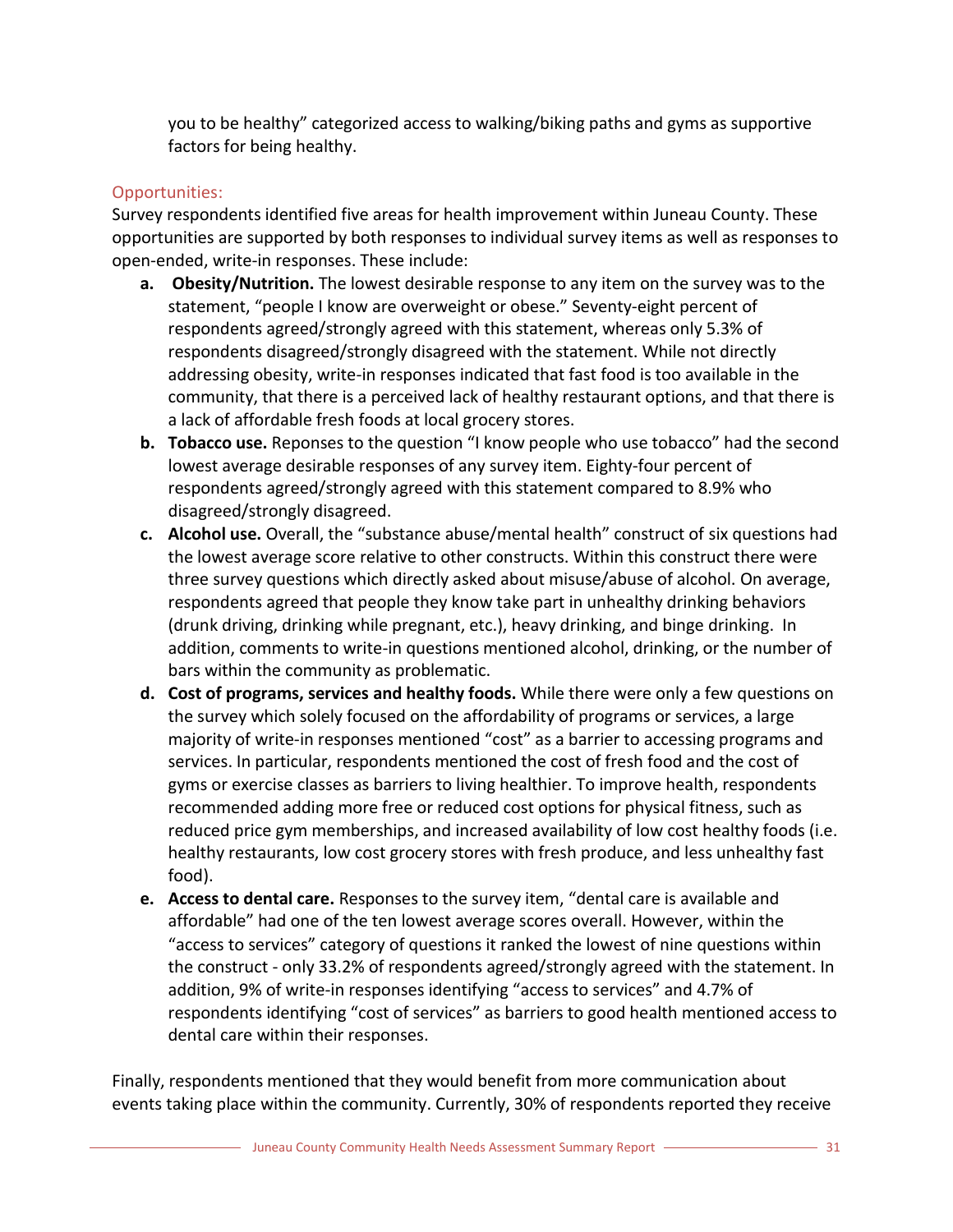you to be healthy" categorized access to walking/biking paths and gyms as supportive factors for being healthy.

### Opportunities:

Survey respondents identified five areas for health improvement within Juneau County. These opportunities are supported by both responses to individual survey items as well as responses to open-ended, write-in responses. These include:

a. **Obesity/Nutrition.** The lowest desirable response to any item on the survey was to the statement, "people I know are overweight or obese." Seventy-eight percent of respondents agreed/strongly agreed with this statement, whereas only 5.3% of respondents disagreed/strongly disagreed with the statement. While not directly addressing obesity, write-in responses indicated that fast food is too available in the community, that there is a perceived lack of healthy restaurant options, and that there is a lack of affordable fresh foods at local grocery stores.

b. **Tobacco use.** Reponses to the question "I know people who use tobacco" had the second lowest average desirable responses of any survey item. Eighty-four percent of respondents agreed/strongly agreed with this statement compared to 8.9% who disagreed/strongly disagreed.

c. **Alcohol use.** Overall, the "substance abuse/mental health" construct of six questions had the lowest average score relative to other constructs. Within this construct there were three survey questions which directly asked about misuse/abuse of alcohol. On average, respondents agreed that people they know take part in unhealthy drinking behaviors (drunk driving, drinking while pregnant, etc.), heavy drinking, and binge drinking. In addition, comments to write-in questions mentioned alcohol, drinking, or the number of bars within the community as problematic.

d. **Cost of programs, services and healthy foods.** While there were only a few questions on the survey which solely focused on the affordability of programs or services, a large majority of write-in responses mentioned "cost" as a barrier to accessing programs and services. In particular, respondents mentioned the cost of fresh food and the cost of gyms or exercise classes as barriers to living healthier. To improve health, respondents recommended adding more free or reduced cost options for physical fitness, such as reduced price gym memberships, and increased availability of low cost healthy foods (i.e. healthy restaurants, low cost grocery stores with fresh produce, and less unhealthy fast food).

e. **Access to dental care.** Responses to the survey item, "dental care is available and affordable" had one of the ten lowest average scores overall. However, within the "access to services" category of questions it ranked the lowest of nine questions within the construct - only 33.2% of respondents agreed/strongly agreed with the statement. In addition, 9% of write-in responses identifying "access to services" and 4.7% of respondents identifying "cost of services" as barriers to good health mentioned access to dental care within their responses.

Finally, respondents mentioned that they would benefit from more communication about events taking place within the community. Currently, 30% of respondents reported they receive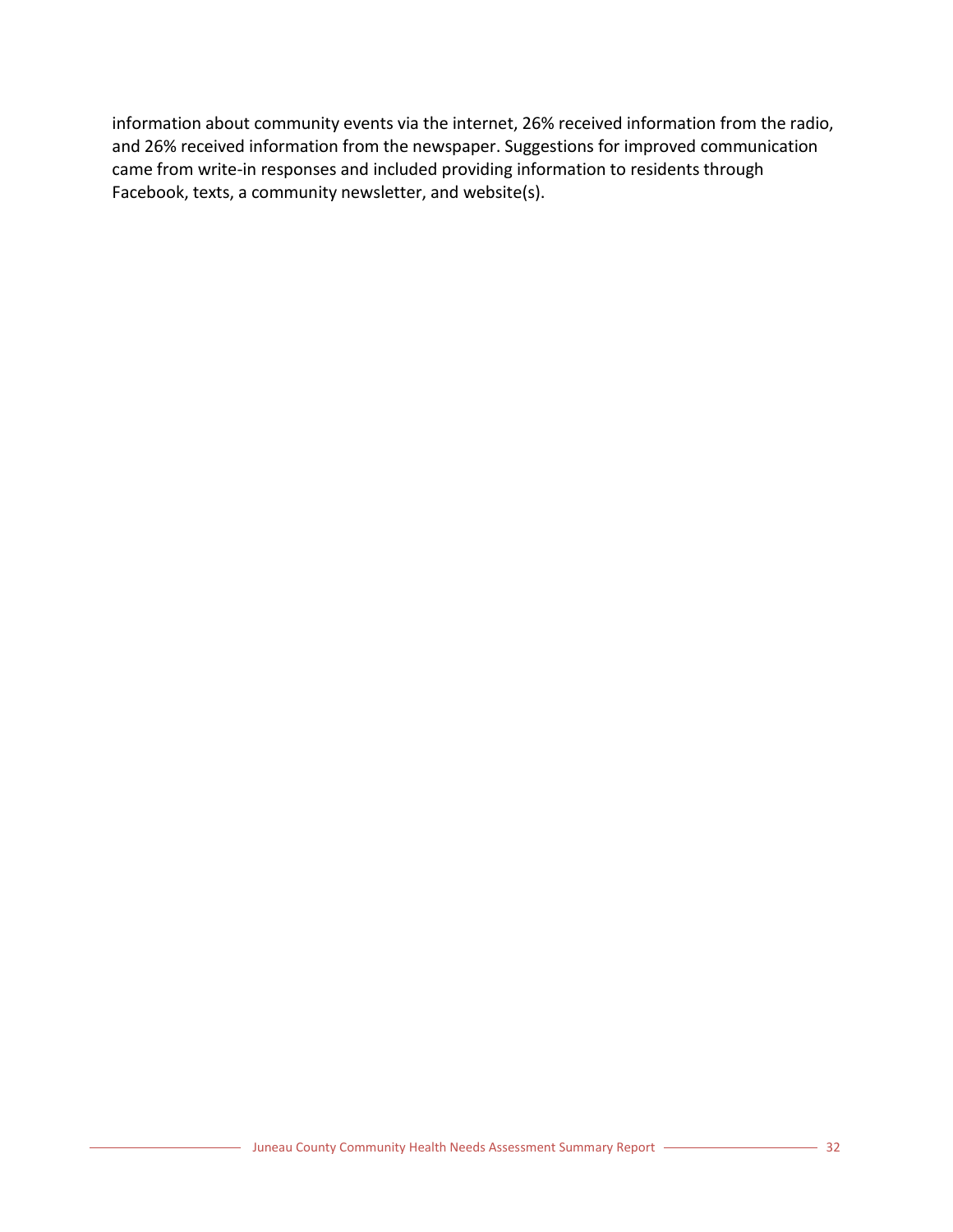information about community events via the internet, 26% received information from the radio, and 26% received information from the newspaper. Suggestions for improved communication came from write-in responses and included providing information to residents through Facebook, texts, a community newsletter, and website(s).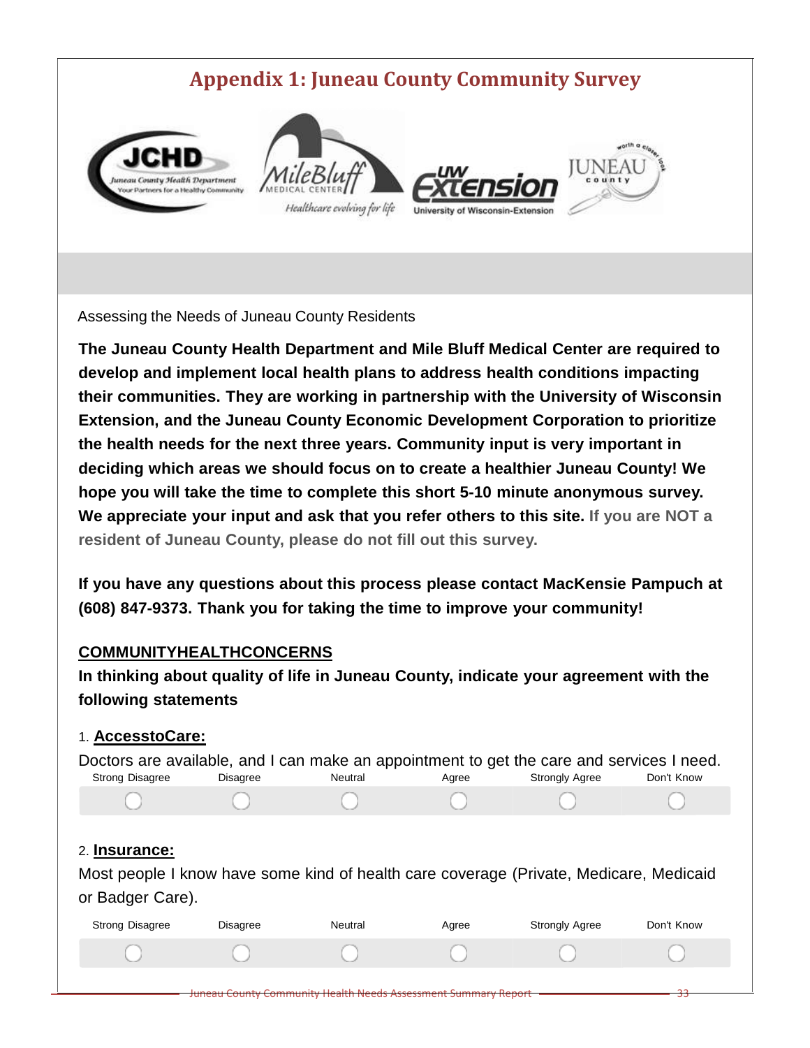# Appendix 1: Juneau County Community Survey

Assessing the Needs of Juneau County Residents

**The Juneau County Health Department and Mile Bluff Medical Center are required to develop and implement local health plans to address health conditions impacting their communities. They are working in partnership with the University of Wisconsin Extension, and the Juneau County Economic Development Corporation to prioritize the health needs for the next three years. Community input is very important in deciding which areas we should focus on to create a healthier Juneau County! We hope you will take the time to complete this short 5-10 minute anonymous survey. We appreciate your input and ask that you refer others to this site. If you are NOT a resident of Juneau County, please do not fill out this survey.**

**If you have any questions about this process please contact MacKensie Pampuch at (608) 847-9373. Thank you for taking the time to improve your community!**

**COMMUNITYHEALTHCONCERNS**

**In thinking about quality of life in Juneau County, indicate your agreement with the following statements**

1. **AccesstoCare:**

Doctors are available, and I can make an appointment to get the care and services I need.

| Strong Disagree | Disagree | Neutral | Agree | Strongly Agree | Don't Know |
|---|---|---|---|---|---|
| ○ | ○ | ○ | ○ | ○ | ○ |

2. **Insurance:**

Most people I know have some kind of health care coverage (Private, Medicare, Medicaid or Badger Care).

| Strong Disagree | Disagree | Neutral | Agree | Strongly Agree | Don't Know |
|---|---|---|---|---|---|
| ○ | ○ | ○ | ○ | ○ | ○ |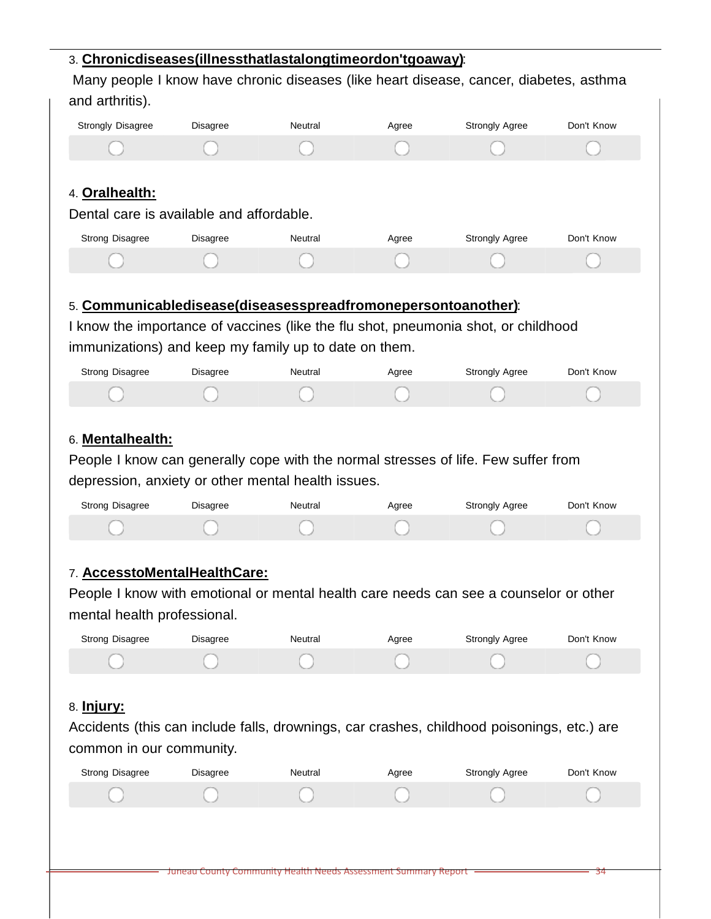3. **Chronicdiseases(illnessthatlastalongtimeordon'tgoaway)**:

Many people I know have chronic diseases (like heart disease, cancer, diabetes, asthma and arthritis).

| Strongly Disagree | Disagree | Neutral | Agree | Strongly Agree | Don't Know |
|---|---|---|---|---|---|
| ◯ | ◯ | ◯ | ◯ | ◯ | ◯ |

4. **Oralhealth:**

Dental care is available and affordable.

| Strong Disagree | Disagree | Neutral | Agree | Strongly Agree | Don't Know |
|---|---|---|---|---|---|
| ◯ | ◯ | ◯ | ◯ | ◯ | ◯ |

5. **Communicabledisease(diseasesspreadfromonepersontoanother)**:

I know the importance of vaccines (like the flu shot, pneumonia shot, or childhood immunizations) and keep my family up to date on them.

| Strong Disagree | Disagree | Neutral | Agree | Strongly Agree | Don't Know |
|---|---|---|---|---|---|
| ◯ | ◯ | ◯ | ◯ | ◯ | ◯ |

6. **Mentalhealth:**

People I know can generally cope with the normal stresses of life. Few suffer from depression, anxiety or other mental health issues.

| Strong Disagree | Disagree | Neutral | Agree | Strongly Agree | Don't Know |
|---|---|---|---|---|---|
| ◯ | ◯ | ◯ | ◯ | ◯ | ◯ |

7. **AccesstoMentalHealthCare:**

People I know with emotional or mental health care needs can see a counselor or other mental health professional.

| Strong Disagree | Disagree | Neutral | Agree | Strongly Agree | Don't Know |
|---|---|---|---|---|---|
| ◯ | ◯ | ◯ | ◯ | ◯ | ◯ |

8. **Injury:**

Accidents (this can include falls, drownings, car crashes, childhood poisonings, etc.) are common in our community.

| Strong Disagree | Disagree | Neutral | Agree | Strongly Agree | Don't Know |
|---|---|---|---|---|---|
| ◯ | ◯ | ◯ | ◯ | ◯ | ◯ |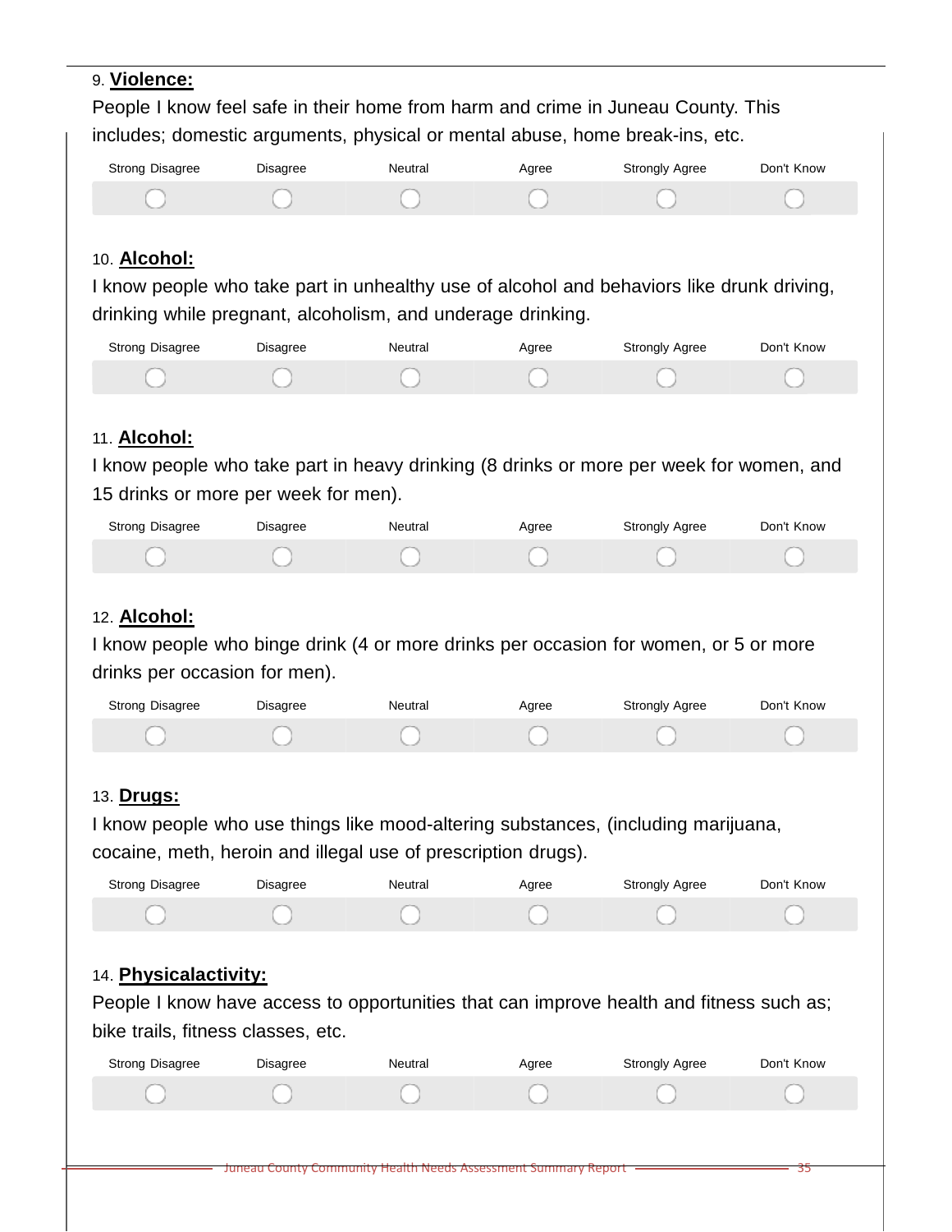9. **Violence:**

People I know feel safe in their home from harm and crime in Juneau County. This includes; domestic arguments, physical or mental abuse, home break-ins, etc.

| Strong Disagree | Disagree | Neutral | Agree | Strongly Agree | Don't Know |
|---|---|---|---|---|---|
| ○ | ○ | ○ | ○ | ○ | ○ |

10. **Alcohol:**

I know people who take part in unhealthy use of alcohol and behaviors like drunk driving, drinking while pregnant, alcoholism, and underage drinking.

| Strong Disagree | Disagree | Neutral | Agree | Strongly Agree | Don't Know |
|---|---|---|---|---|---|
| ○ | ○ | ○ | ○ | ○ | ○ |

11. **Alcohol:**

I know people who take part in heavy drinking (8 drinks or more per week for women, and 15 drinks or more per week for men).

| Strong Disagree | Disagree | Neutral | Agree | Strongly Agree | Don't Know |
|---|---|---|---|---|---|
| ○ | ○ | ○ | ○ | ○ | ○ |

12. **Alcohol:**

I know people who binge drink (4 or more drinks per occasion for women, or 5 or more drinks per occasion for men).

| Strong Disagree | Disagree | Neutral | Agree | Strongly Agree | Don't Know |
|---|---|---|---|---|---|
| ○ | ○ | ○ | ○ | ○ | ○ |

13. **Drugs:**

I know people who use things like mood-altering substances, (including marijuana, cocaine, meth, heroin and illegal use of prescription drugs).

| Strong Disagree | Disagree | Neutral | Agree | Strongly Agree | Don't Know |
|---|---|---|---|---|---|
| ○ | ○ | ○ | ○ | ○ | ○ |

14. **Physicalactivity:**

People I know have access to opportunities that can improve health and fitness such as; bike trails, fitness classes, etc.

| Strong Disagree | Disagree | Neutral | Agree | Strongly Agree | Don't Know |
|---|---|---|---|---|---|
| ○ | ○ | ○ | ○ | ○ | ○ |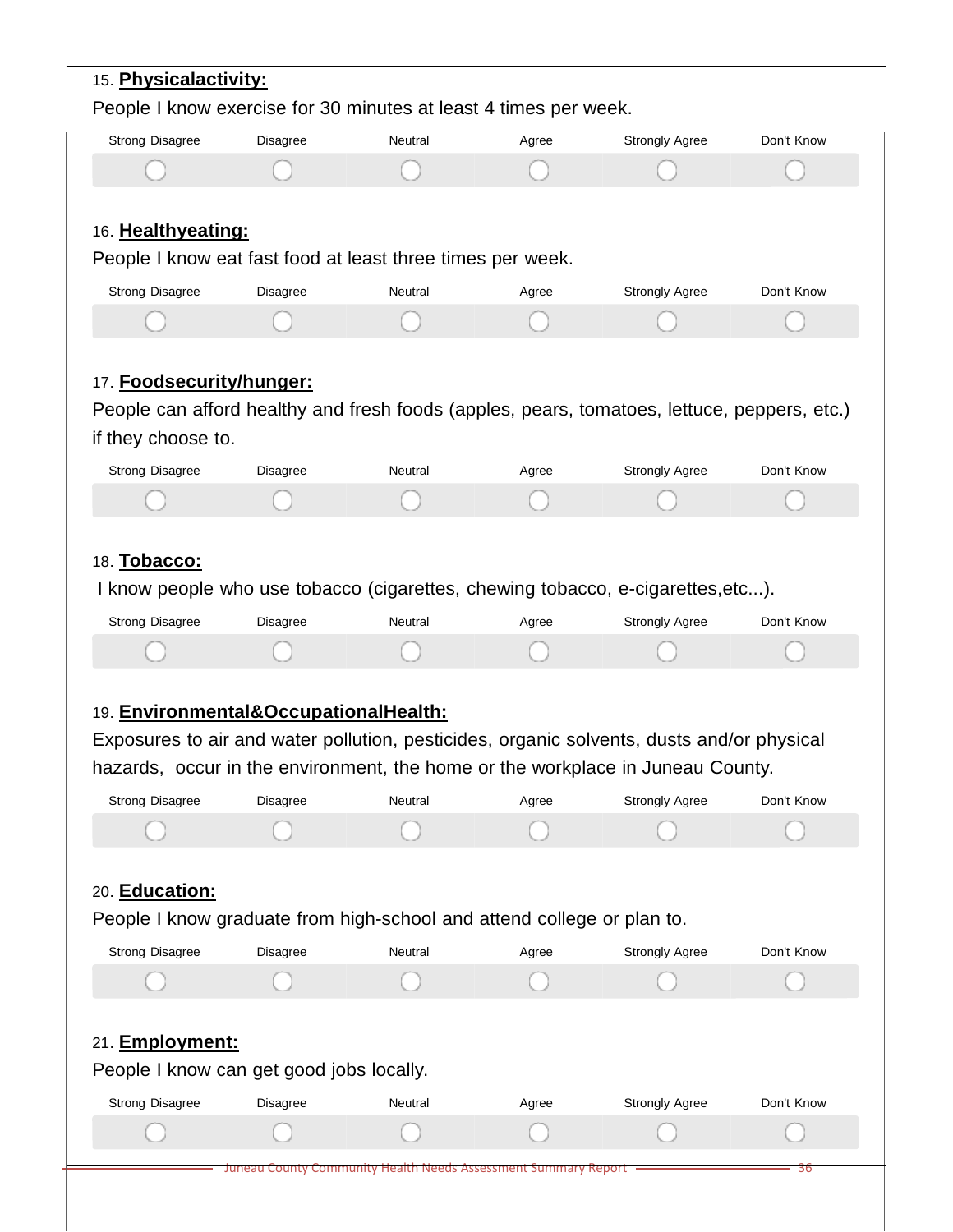15. **Physicalactivity:**

People I know exercise for 30 minutes at least 4 times per week.

| Strong Disagree | Disagree | Neutral | Agree | Strongly Agree | Don't Know |
|---|---|---|---|---|---|
| ◯ | ◯ | ◯ | ◯ | ◯ | ◯ |

16. **Healthyeating:**

People I know eat fast food at least three times per week.

| Strong Disagree | Disagree | Neutral | Agree | Strongly Agree | Don't Know |
|---|---|---|---|---|---|
| ◯ | ◯ | ◯ | ◯ | ◯ | ◯ |

17. **Foodsecurity/hunger:**

People can afford healthy and fresh foods (apples, pears, tomatoes, lettuce, peppers, etc.) if they choose to.

| Strong Disagree | Disagree | Neutral | Agree | Strongly Agree | Don't Know |
|---|---|---|---|---|---|
| ◯ | ◯ | ◯ | ◯ | ◯ | ◯ |

18. **Tobacco:**

I know people who use tobacco (cigarettes, chewing tobacco, e-cigarettes,etc...).

| Strong Disagree | Disagree | Neutral | Agree | Strongly Agree | Don't Know |
|---|---|---|---|---|---|
| ◯ | ◯ | ◯ | ◯ | ◯ | ◯ |

19. **Environmental&OccupationalHealth:**

Exposures to air and water pollution, pesticides, organic solvents, dusts and/or physical hazards, occur in the environment, the home or the workplace in Juneau County.

| Strong Disagree | Disagree | Neutral | Agree | Strongly Agree | Don't Know |
|---|---|---|---|---|---|
| ◯ | ◯ | ◯ | ◯ | ◯ | ◯ |

20. **Education:**

People I know graduate from high-school and attend college or plan to.

| Strong Disagree | Disagree | Neutral | Agree | Strongly Agree | Don't Know |
|---|---|---|---|---|---|
| ◯ | ◯ | ◯ | ◯ | ◯ | ◯ |

21. **Employment:**

People I know can get good jobs locally.

| Strong Disagree | Disagree | Neutral | Agree | Strongly Agree | Don't Know |
|---|---|---|---|---|---|
| ◯ | ◯ | ◯ | ◯ | ◯ | ◯ |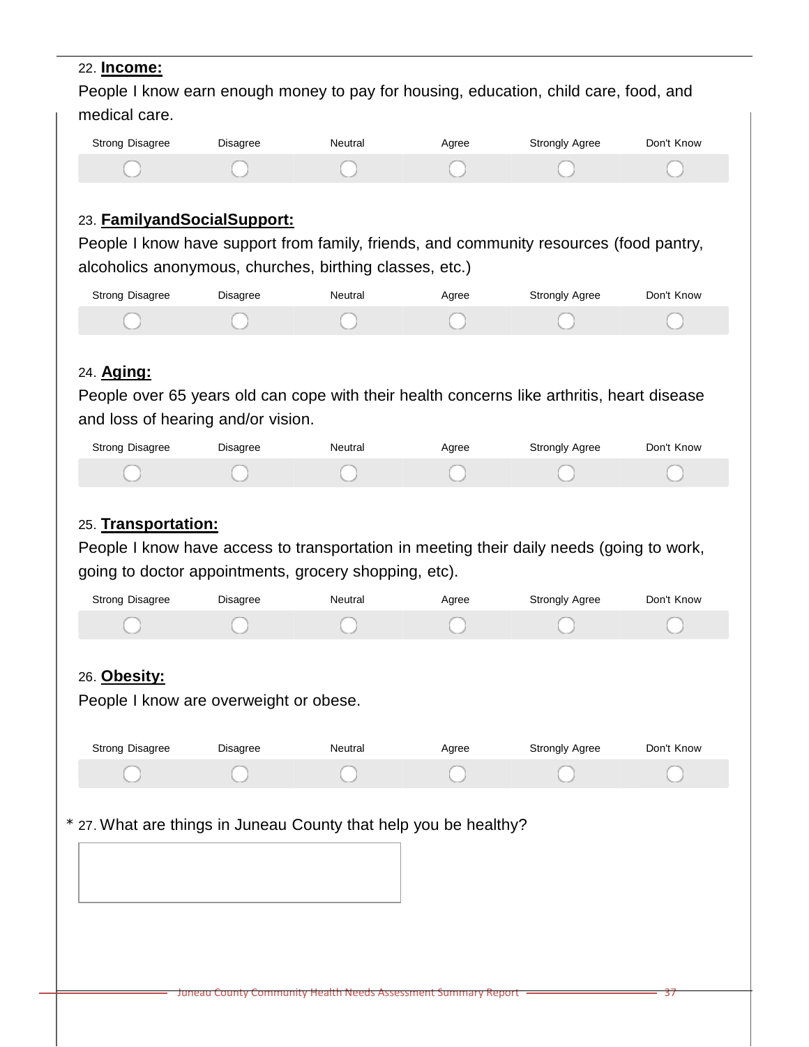22. **Income:**

People I know earn enough money to pay for housing, education, child care, food, and medical care.

| Strong Disagree | Disagree | Neutral | Agree | Strongly Agree | Don't Know |
|---|---|---|---|---|---|
| ○ | ○ | ○ | ○ | ○ | ○ |

23. **FamilyandSocialSupport:**

People I know have support from family, friends, and community resources (food pantry, alcoholics anonymous, churches, birthing classes, etc.)

| Strong Disagree | Disagree | Neutral | Agree | Strongly Agree | Don't Know |
|---|---|---|---|---|---|
| ○ | ○ | ○ | ○ | ○ | ○ |

24. **Aging:**

People over 65 years old can cope with their health concerns like arthritis, heart disease and loss of hearing and/or vision.

| Strong Disagree | Disagree | Neutral | Agree | Strongly Agree | Don't Know |
|---|---|---|---|---|---|
| ○ | ○ | ○ | ○ | ○ | ○ |

25. **Transportation:**

People I know have access to transportation in meeting their daily needs (going to work, going to doctor appointments, grocery shopping, etc).

| Strong Disagree | Disagree | Neutral | Agree | Strongly Agree | Don't Know |
|---|---|---|---|---|---|
| ○ | ○ | ○ | ○ | ○ | ○ |

26. **Obesity:**

People I know are overweight or obese.

| Strong Disagree | Disagree | Neutral | Agree | Strongly Agree | Don't Know |
|---|---|---|---|---|---|
| ○ | ○ | ○ | ○ | ○ | ○ |

\* 27. What are things in Juneau County that help you be healthy?

[ ]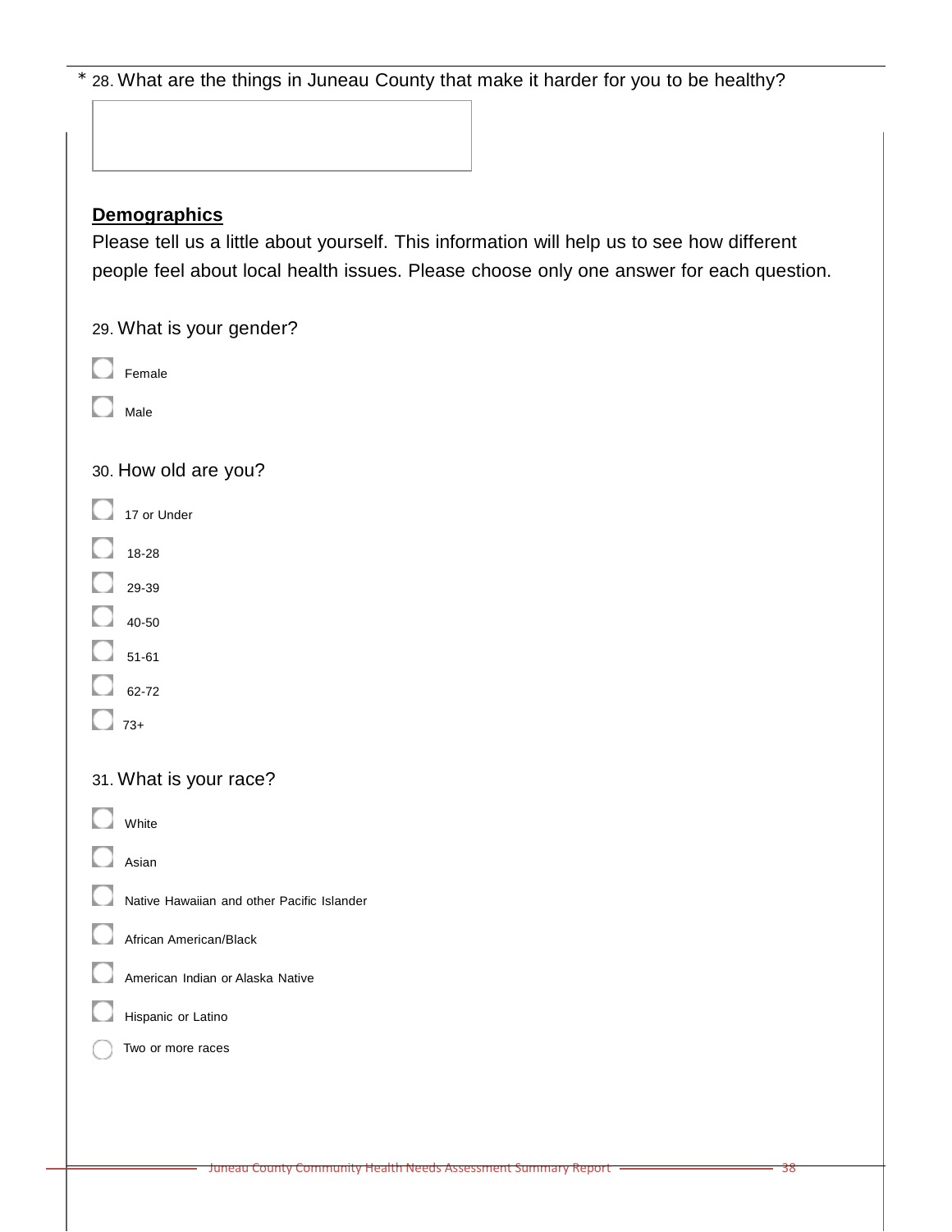\* 28. What are the things in Juneau County that make it harder for you to be healthy?

**Demographics**

Please tell us a little about yourself. This information will help us to see how different people feel about local health issues. Please choose only one answer for each question.

29. What is your gender?

- Female
- Male

30. How old are you?

- 17 or Under
- 18-28
- 29-39
- 40-50
- 51-61
- 62-72
- 73+

31. What is your race?

- White
- Asian
- Native Hawaiian and other Pacific Islander
- African American/Black
- American Indian or Alaska Native
- Hispanic or Latino
- Two or more races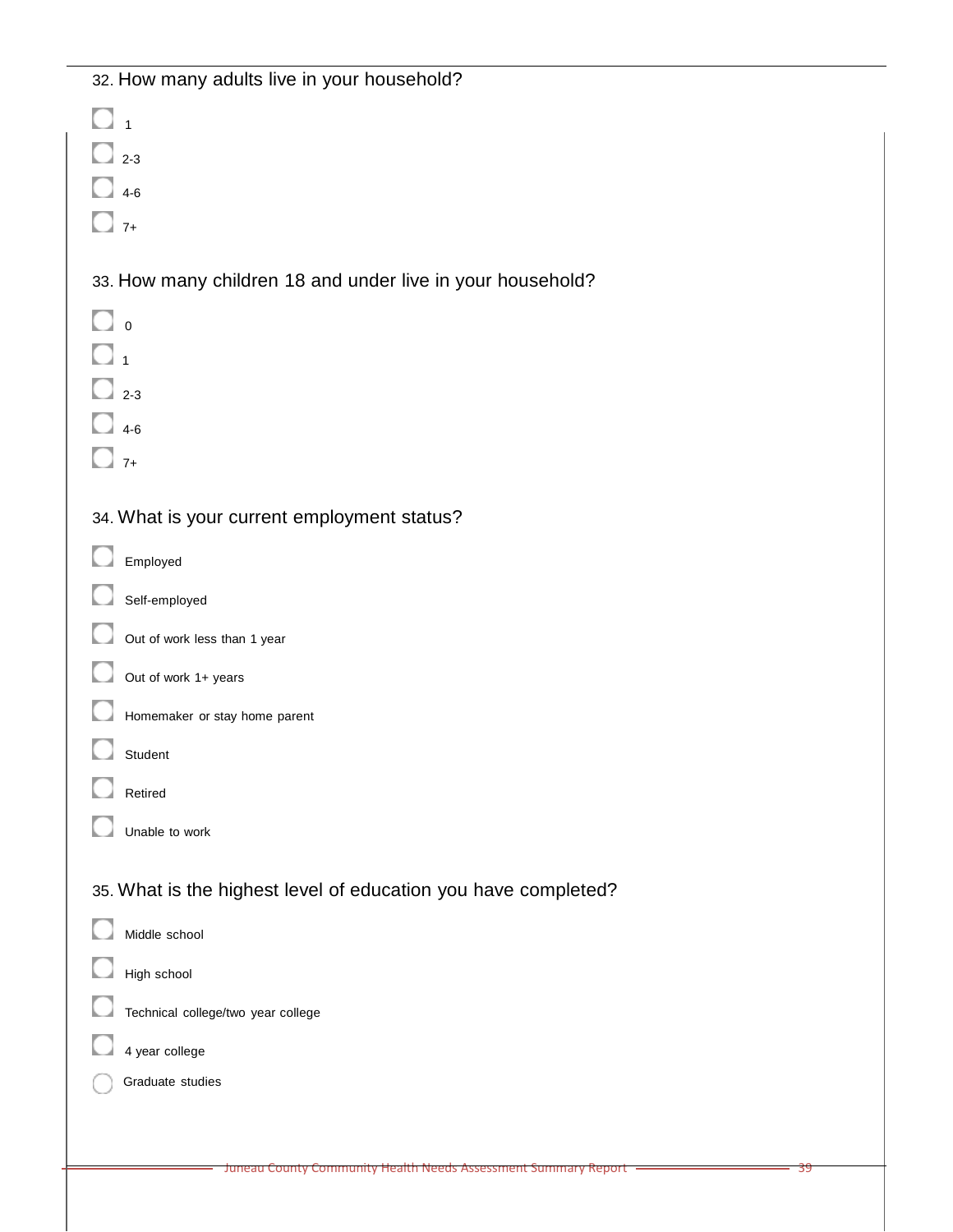32. How many adults live in your household?

- ◯ 1
- ◯ 2-3
- ◯ 4-6
- ◯ 7+

33. How many children 18 and under live in your household?

- ◯ 0
- ◯ 1
- ◯ 2-3
- ◯ 4-6
- ◯ 7+

34. What is your current employment status?

- ◯ Employed
- ◯ Self-employed
- ◯ Out of work less than 1 year
- ◯ Out of work 1+ years
- ◯ Homemaker or stay home parent
- ◯ Student
- ◯ Retired
- ◯ Unable to work

35. What is the highest level of education you have completed?

- ◯ Middle school
- ◯ High school
- ◯ Technical college/two year college
- ◯ 4 year college
- ◯ Graduate studies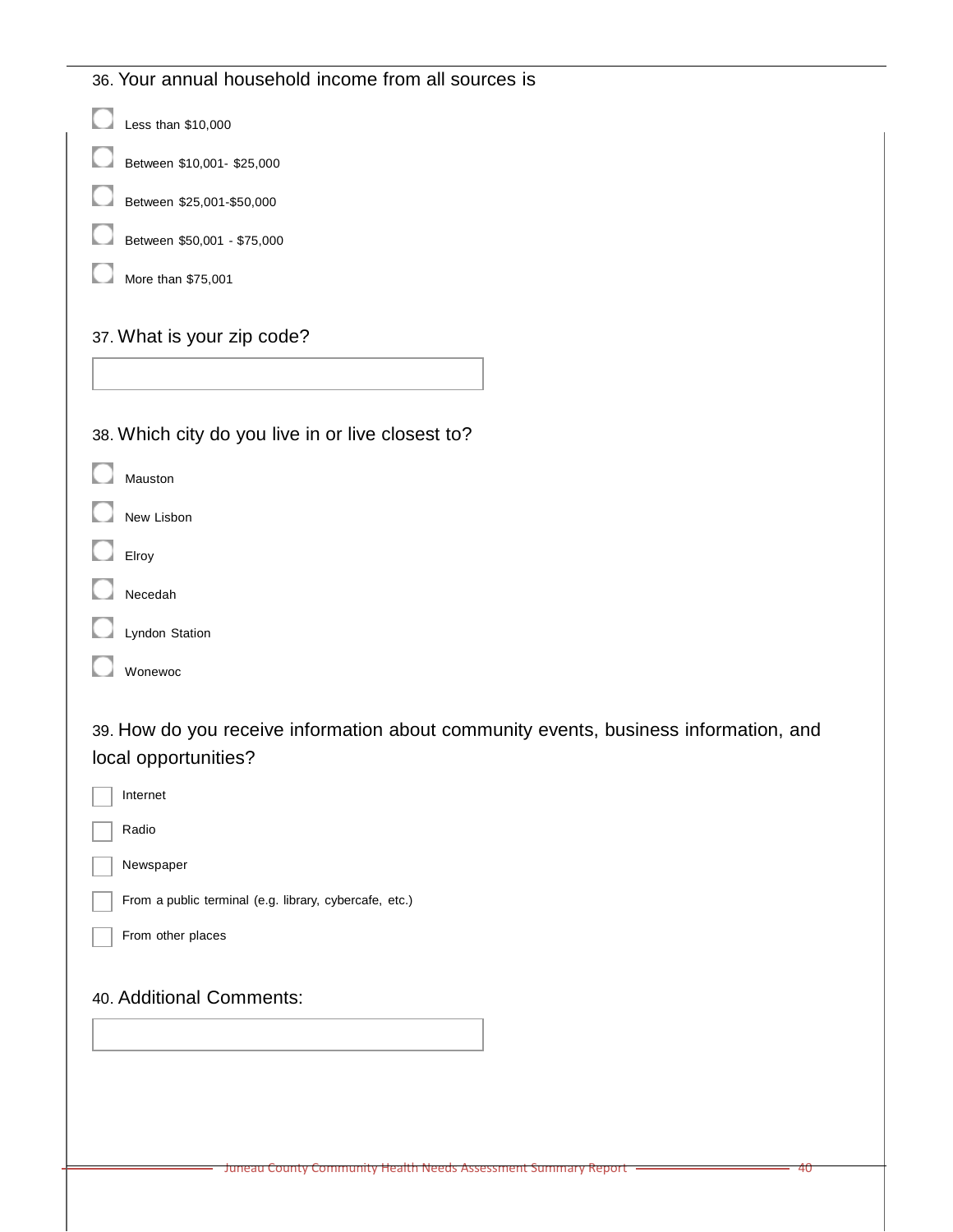36. Your annual household income from all sources is

- Less than $10,000
- Between $10,001- $25,000
- Between $25,001-$50,000
- Between $50,001 - $75,000
- More than $75,001

37. What is your zip code?

38. Which city do you live in or live closest to?

- Mauston
- New Lisbon
- Elroy
- Necedah
- Lyndon Station
- Wonewoc

39. How do you receive information about community events, business information, and local opportunities?

- Internet
- Radio
- Newspaper
- From a public terminal (e.g. library, cybercafe, etc.)
- From other places

40. Additional Comments: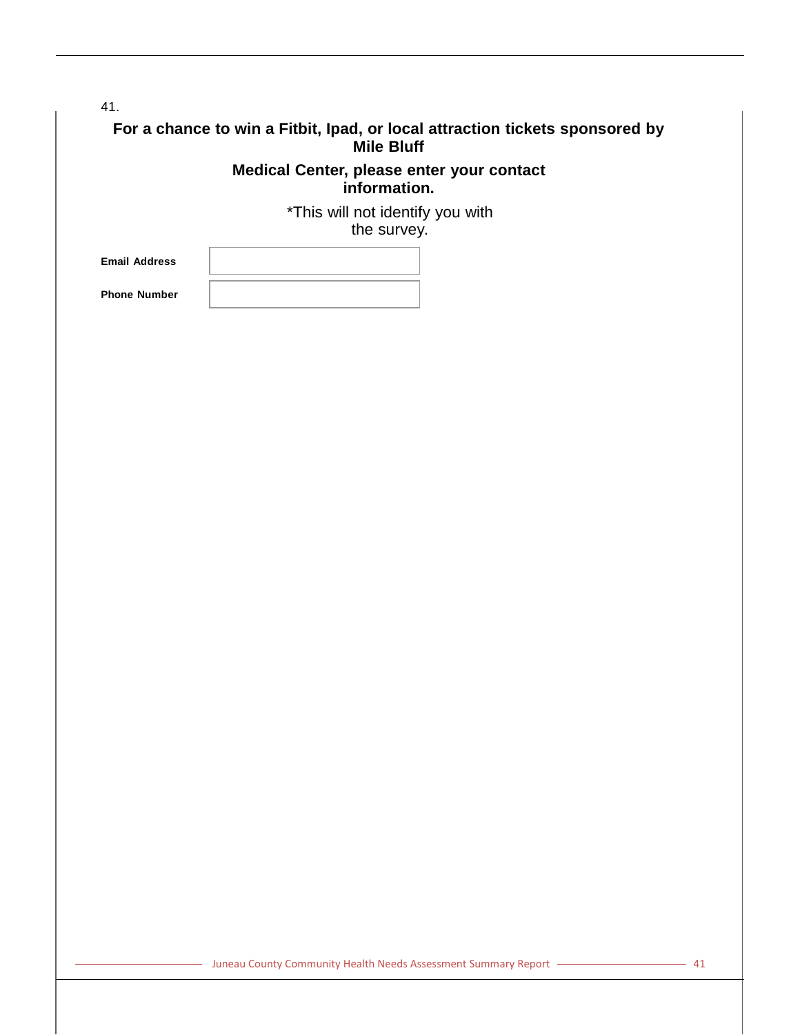41.

**For a chance to win a Fitbit, Ipad, or local attraction tickets sponsored by Mile Bluff**

**Medical Center, please enter your contact information.**

*This will not identify you with the survey.

| | |
|---|---|
| **Email Address** | |
| **Phone Number** | |